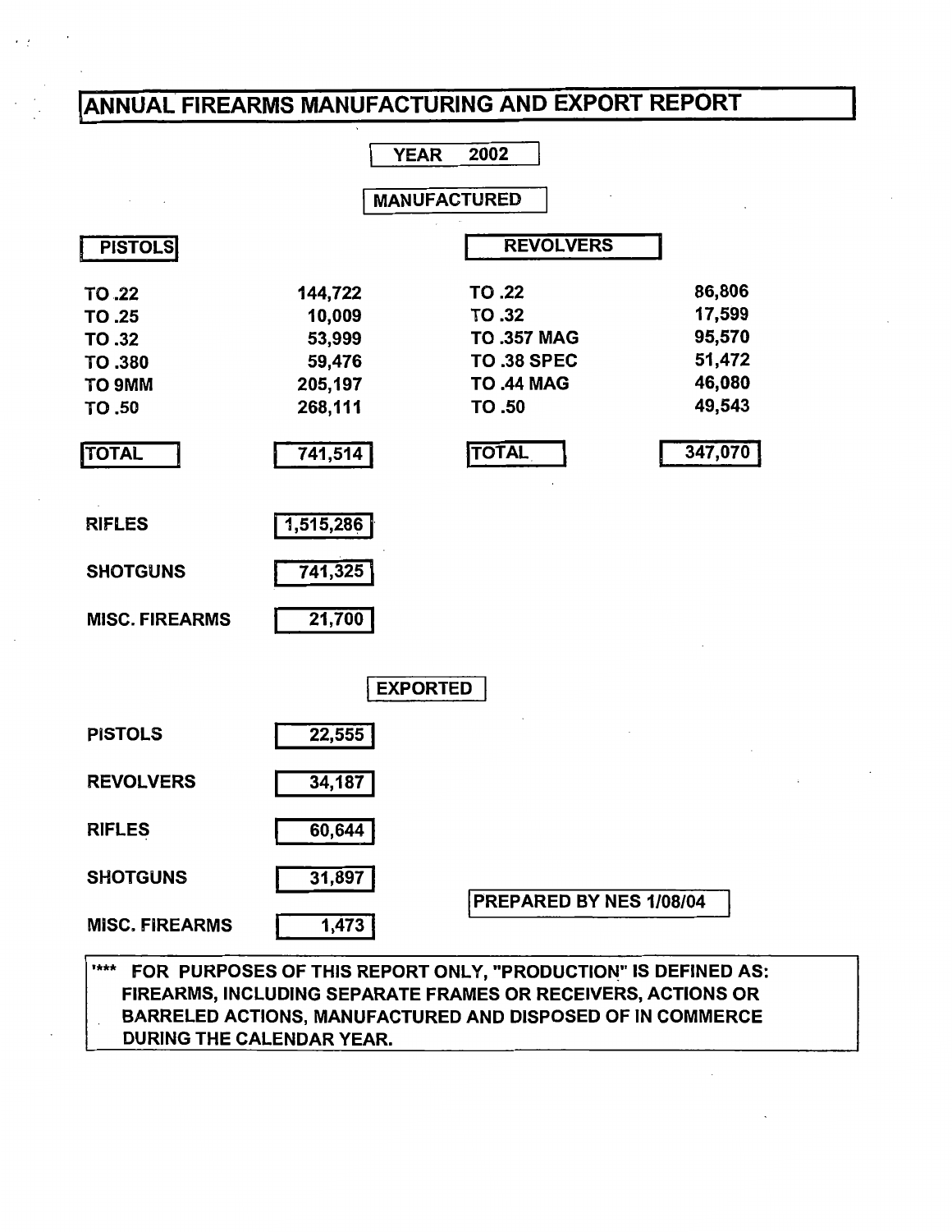# ANNUAL FIREARMS MANUFACTURING AND EXPORT REPORT

**YEAR 2002**

## MANUFACTURED

| PISTOLS | | REVOLVERS | |
|---|---|---|---|
| TO .22 | 144,722 | TO .22 | 86,806 |
| TO .25 | 10,009 | TO .32 | 17,599 |
| TO .32 | 53,999 | TO .357 MAG | 95,570 |
| TO .380 | 59,476 | TO .38 SPEC | 51,472 |
| TO 9MM | 205,197 | TO .44 MAG | 46,080 |
| TO .50 | 268,111 | TO .50 | 49,543 |
| **TOTAL** | **741,514** | **TOTAL** | **347,070** |

| | |
|---|---|
| RIFLES | 1,515,286 |
| SHOTGUNS | 741,325 |
| MISC. FIREARMS | 21,700 |

## EXPORTED

| | |
|---|---|
| PISTOLS | 22,555 |
| REVOLVERS | 34,187 |
| RIFLES | 60,644 |
| SHOTGUNS | 31,897 |
| MISC. FIREARMS | 1,473 |

PREPARED BY NES 1/08/04

*** FOR PURPOSES OF THIS REPORT ONLY, "PRODUCTION" IS DEFINED AS: FIREARMS, INCLUDING SEPARATE FRAMES OR RECEIVERS, ACTIONS OR BARRELED ACTIONS, MANUFACTURED AND DISPOSED OF IN COMMERCE DURING THE CALENDAR YEAR.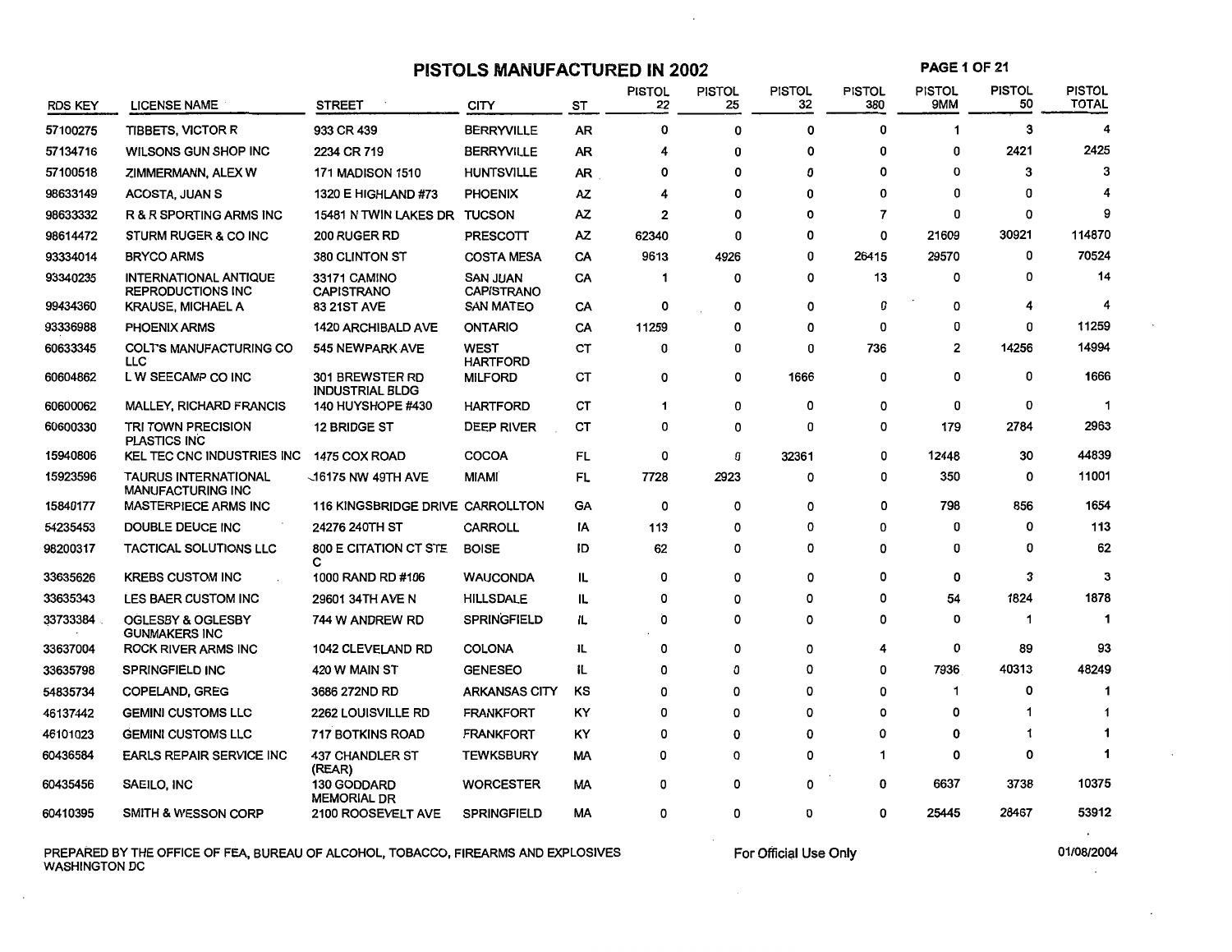# PISTOLS MANUFACTURED IN 2002

| RDS KEY | LICENSE NAME | STREET | CITY | ST | PISTOL 22 | PISTOL 25 | PISTOL 32 | PISTOL 380 | PISTOL 9MM | PISTOL 50 | PISTOL TOTAL |
|---|---|---|---|---|---|---|---|---|---|---|---|
| 57100275 | TIBBETS, VICTOR R | 933 CR 439 | BERRYVILLE | AR | 0 | 0 | 0 | 0 | 1 | 3 | 4 |
| 57134716 | WILSONS GUN SHOP INC | 2234 CR 719 | BERRYVILLE | AR | 4 | 0 | 0 | 0 | 0 | 2421 | 2425 |
| 57100518 | ZIMMERMANN, ALEX W | 171 MADISON 1510 | HUNTSVILLE | AR | 0 | 0 | 0 | 0 | 0 | 3 | 3 |
| 98633149 | ACOSTA, JUAN S | 1320 E HIGHLAND #73 | PHOENIX | AZ | 4 | 0 | 0 | 0 | 0 | 0 | 4 |
| 98633332 | R & R SPORTING ARMS INC | 15481 N TWIN LAKES DR | TUCSON | AZ | 2 | 0 | 0 | 7 | 0 | 0 | 9 |
| 98614472 | STURM RUGER & CO INC | 200 RUGER RD | PRESCOTT | AZ | 62340 | 0 | 0 | 0 | 21609 | 30921 | 114870 |
| 93334014 | BRYCO ARMS | 380 CLINTON ST | COSTA MESA | CA | 9613 | 4926 | 0 | 26415 | 29570 | 0 | 70524 |
| 93340235 | INTERNATIONAL ANTIQUE REPRODUCTIONS INC | 33171 CAMINO CAPISTRANO | SAN JUAN CAPISTRANO | CA | 1 | 0 | 0 | 13 | 0 | 0 | 14 |
| 99434360 | KRAUSE, MICHAEL A | 83 21ST AVE | SAN MATEO | CA | 0 | 0 | 0 | 0 | 0 | 4 | 4 |
| 93336988 | PHOENIX ARMS | 1420 ARCHIBALD AVE | ONTARIO | CA | 11259 | 0 | 0 | 0 | 0 | 0 | 11259 |
| 60633345 | COLT'S MANUFACTURING CO LLC | 545 NEWPARK AVE | WEST HARTFORD | CT | 0 | 0 | 0 | 736 | 2 | 14256 | 14994 |
| 60604862 | L W SEECAMP CO INC | 301 BREWSTER RD INDUSTRIAL BLDG | MILFORD | CT | 0 | 0 | 1666 | 0 | 0 | 0 | 1666 |
| 60600062 | MALLEY, RICHARD FRANCIS | 140 HUYSHOPE #430 | HARTFORD | CT | 1 | 0 | 0 | 0 | 0 | 0 | 1 |
| 60600330 | TRI TOWN PRECISION PLASTICS INC | 12 BRIDGE ST | DEEP RIVER | CT | 0 | 0 | 0 | 0 | 179 | 2784 | 2963 |
| 15940806 | KEL TEC CNC INDUSTRIES INC | 1475 COX ROAD | COCOA | FL | 0 | 0 | 32361 | 0 | 12448 | 30 | 44839 |
| 15923596 | TAURUS INTERNATIONAL MANUFACTURING INC | 16175 NW 49TH AVE | MIAMI | FL | 7728 | 2923 | 0 | 0 | 350 | 0 | 11001 |
| 15840177 | MASTERPIECE ARMS INC | 116 KINGSBRIDGE DRIVE | CARROLLTON | GA | 0 | 0 | 0 | 0 | 798 | 856 | 1654 |
| 54235453 | DOUBLE DEUCE INC | 24276 240TH ST | CARROLL | IA | 113 | 0 | 0 | 0 | 0 | 0 | 113 |
| 98200317 | TACTICAL SOLUTIONS LLC | 800 E CITATION CT STE C | BOISE | ID | 62 | 0 | 0 | 0 | 0 | 0 | 62 |
| 33635626 | KREBS CUSTOM INC | 1000 RAND RD #106 | WAUCONDA | IL | 0 | 0 | 0 | 0 | 0 | 3 | 3 |
| 33635343 | LES BAER CUSTOM INC | 29601 34TH AVE N | HILLSDALE | IL | 0 | 0 | 0 | 0 | 54 | 1824 | 1878 |
| 33733384 | OGLESBY & OGLESBY GUNMAKERS INC | 744 W ANDREW RD | SPRINGFIELD | IL | 0 | 0 | 0 | 0 | 0 | 1 | 1 |
| 33637004 | ROCK RIVER ARMS INC | 1042 CLEVELAND RD | COLONA | IL | 0 | 0 | 0 | 4 | 0 | 89 | 93 |
| 33635798 | SPRINGFIELD INC | 420 W MAIN ST | GENESEO | IL | 0 | 0 | 0 | 0 | 7936 | 40313 | 48249 |
| 54835734 | COPELAND, GREG | 3686 272ND RD | ARKANSAS CITY | KS | 0 | 0 | 0 | 0 | 1 | 0 | 1 |
| 46137442 | GEMINI CUSTOMS LLC | 2262 LOUISVILLE RD | FRANKFORT | KY | 0 | 0 | 0 | 0 | 0 | 1 | 1 |
| 46101023 | GEMINI CUSTOMS LLC | 717 BOTKINS ROAD | FRANKFORT | KY | 0 | 0 | 0 | 0 | 0 | 1 | 1 |
| 60436584 | EARLS REPAIR SERVICE INC | 437 CHANDLER ST (REAR) | TEWKSBURY | MA | 0 | 0 | 0 | 1 | 0 | 0 | 1 |
| 60435456 | SAEILO, INC | 130 GODDARD MEMORIAL DR | WORCESTER | MA | 0 | 0 | 0 | 0 | 6637 | 3738 | 10375 |
| 60410395 | SMITH & WESSON CORP | 2100 ROOSEVELT AVE | SPRINGFIELD | MA | 0 | 0 | 0 | 0 | 25445 | 28467 | 53912 |

PREPARED BY THE OFFICE OF FEA, BUREAU OF ALCOHOL, TOBACCO, FIREARMS AND EXPLOSIVES WASHINGTON DC

For Official Use Only

01/08/2004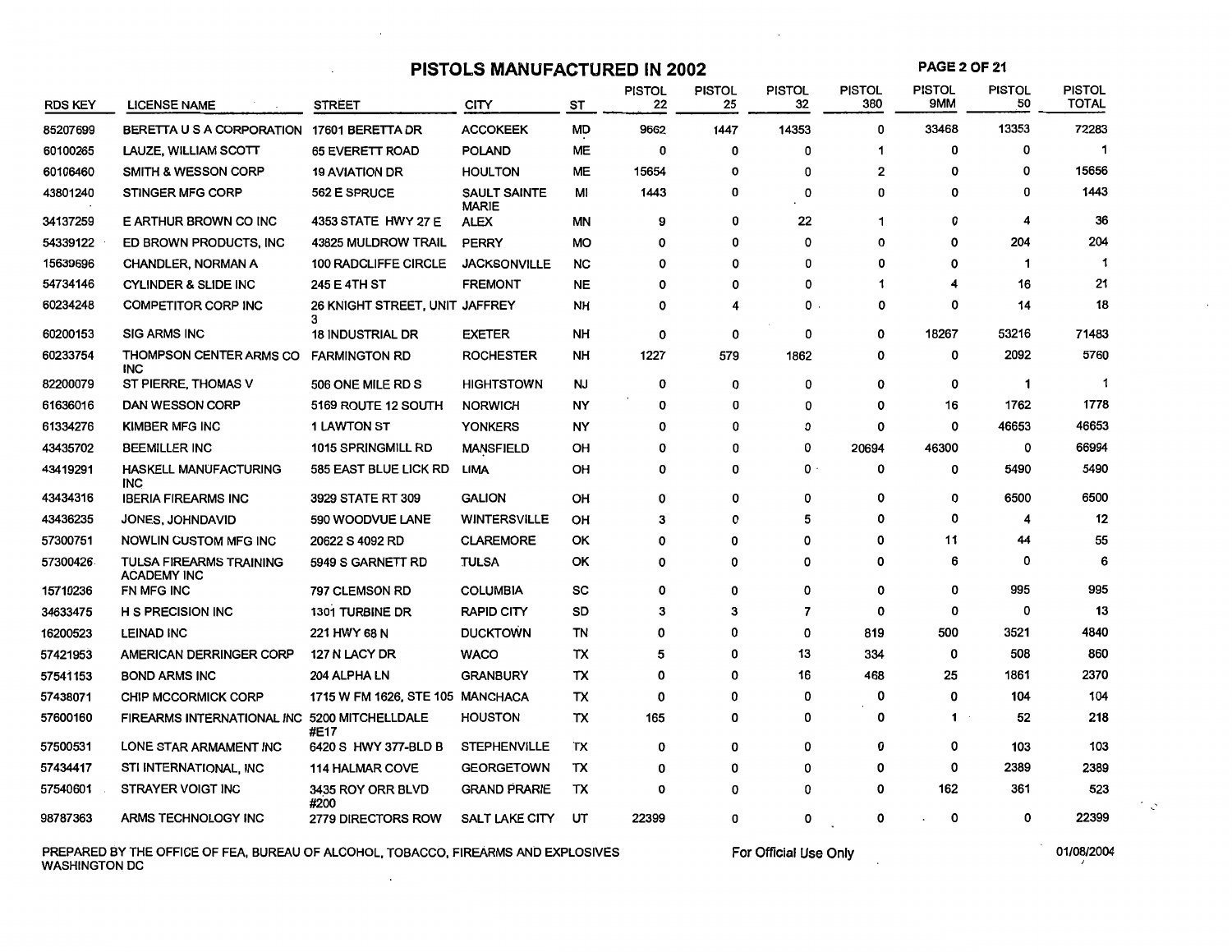# PISTOLS MANUFACTURED IN 2002

| RDS KEY | LICENSE NAME | STREET | CITY | ST | PISTOL 22 | PISTOL 25 | PISTOL 32 | PISTOL 380 | PISTOL 9MM | PISTOL 50 | PISTOL TOTAL |
|---|---|---|---|---|---|---|---|---|---|---|---|
| 85207699 | BERETTA U S A CORPORATION | 17601 BERETTA DR | ACCOKEEK | MD | 9662 | 1447 | 14353 | 0 | 33468 | 13353 | 72283 |
| 60100265 | LAUZE, WILLIAM SCOTT | 65 EVERETT ROAD | POLAND | ME | 0 | 0 | 0 | 1 | 0 | 0 | 1 |
| 60106460 | SMITH & WESSON CORP | 19 AVIATION DR | HOULTON | ME | 15654 | 0 | 0 | 2 | 0 | 0 | 15656 |
| 43801240 | STINGER MFG CORP | 562 E SPRUCE | SAULT SAINTE MARIE | MI | 1443 | 0 | 0 | 0 | 0 | 0 | 1443 |
| 34137259 | E ARTHUR BROWN CO INC | 4353 STATE HWY 27 E | ALEX | MN | 9 | 0 | 22 | 1 | 0 | 4 | 36 |
| 54339122 | ED BROWN PRODUCTS, INC | 43825 MULDROW TRAIL | PERRY | MO | 0 | 0 | 0 | 0 | 0 | 204 | 204 |
| 15639696 | CHANDLER, NORMAN A | 100 RADCLIFFE CIRCLE | JACKSONVILLE | NC | 0 | 0 | 0 | 0 | 0 | 1 | 1 |
| 54734146 | CYLINDER & SLIDE INC | 245 E 4TH ST | FREMONT | NE | 0 | 0 | 0 | 1 | 4 | 16 | 21 |
| 60234248 | COMPETITOR CORP INC | 26 KNIGHT STREET, UNIT 3 | JAFFREY | NH | 0 | 4 | 0 | 0 | 0 | 14 | 18 |
| 60200153 | SIG ARMS INC | 18 INDUSTRIAL DR | EXETER | NH | 0 | 0 | 0 | 0 | 18267 | 53216 | 71483 |
| 60233754 | THOMPSON CENTER ARMS CO INC | FARMINGTON RD | ROCHESTER | NH | 1227 | 579 | 1862 | 0 | 0 | 2092 | 5760 |
| 82200079 | ST PIERRE, THOMAS V | 506 ONE MILE RD S | HIGHTSTOWN | NJ | 0 | 0 | 0 | 0 | 0 | 1 | 1 |
| 61636016 | DAN WESSON CORP | 5169 ROUTE 12 SOUTH | NORWICH | NY | 0 | 0 | 0 | 0 | 16 | 1762 | 1778 |
| 61334276 | KIMBER MFG INC | 1 LAWTON ST | YONKERS | NY | 0 | 0 | 0 | 0 | 0 | 46653 | 46653 |
| 43435702 | BEEMILLER INC | 1015 SPRINGMILL RD | MANSFIELD | OH | 0 | 0 | 0 | 20694 | 46300 | 0 | 66994 |
| 43419291 | HASKELL MANUFACTURING INC | 585 EAST BLUE LICK RD | LIMA | OH | 0 | 0 | 0 | 0 | 0 | 5490 | 5490 |
| 43434316 | IBERIA FIREARMS INC | 3929 STATE RT 309 | GALION | OH | 0 | 0 | 0 | 0 | 0 | 6500 | 6500 |
| 43436235 | JONES, JOHNDAVID | 590 WOODVUE LANE | WINTERSVILLE | OH | 3 | 0 | 5 | 0 | 0 | 4 | 12 |
| 57300751 | NOWLIN CUSTOM MFG INC | 20622 S 4092 RD | CLAREMORE | OK | 0 | 0 | 0 | 0 | 11 | 44 | 55 |
| 57300426 | TULSA FIREARMS TRAINING ACADEMY INC | 5949 S GARNETT RD | TULSA | OK | 0 | 0 | 0 | 0 | 6 | 0 | 6 |
| 15710236 | FN MFG INC | 797 CLEMSON RD | COLUMBIA | SC | 0 | 0 | 0 | 0 | 0 | 995 | 995 |
| 34633475 | H S PRECISION INC | 1301 TURBINE DR | RAPID CITY | SD | 3 | 3 | 7 | 0 | 0 | 0 | 13 |
| 16200523 | LEINAD INC | 221 HWY 68 N | DUCKTOWN | TN | 0 | 0 | 0 | 819 | 500 | 3521 | 4840 |
| 57421953 | AMERICAN DERRINGER CORP | 127 N LACY DR | WACO | TX | 5 | 0 | 13 | 334 | 0 | 508 | 860 |
| 57541153 | BOND ARMS INC | 204 ALPHA LN | GRANBURY | TX | 0 | 0 | 16 | 468 | 25 | 1861 | 2370 |
| 57438071 | CHIP MCCORMICK CORP | 1715 W FM 1626, STE 105 | MANCHACA | TX | 0 | 0 | 0 | 0 | 0 | 104 | 104 |
| 57600160 | FIREARMS INTERNATIONAL INC | 5200 MITCHELLDALE #E17 | HOUSTON | TX | 165 | 0 | 0 | 0 | 1 | 52 | 218 |
| 57500531 | LONE STAR ARMAMENT INC | 6420 S HWY 377-BLD B | STEPHENVILLE | TX | 0 | 0 | 0 | 0 | 0 | 103 | 103 |
| 57434417 | STI INTERNATIONAL, INC | 114 HALMAR COVE | GEORGETOWN | TX | 0 | 0 | 0 | 0 | 0 | 2389 | 2389 |
| 57540601 | STRAYER VOIGT INC | 3435 ROY ORR BLVD #200 | GRAND PRARIE | TX | 0 | 0 | 0 | 0 | 162 | 361 | 523 |
| 98787363 | ARMS TECHNOLOGY INC | 2779 DIRECTORS ROW | SALT LAKE CITY | UT | 22399 | 0 | 0 | 0 | 0 | 0 | 22399 |

PREPARED BY THE OFFICE OF FEA, BUREAU OF ALCOHOL, TOBACCO, FIREARMS AND EXPLOSIVES WASHINGTON DC

For Official Use Only

01/08/2004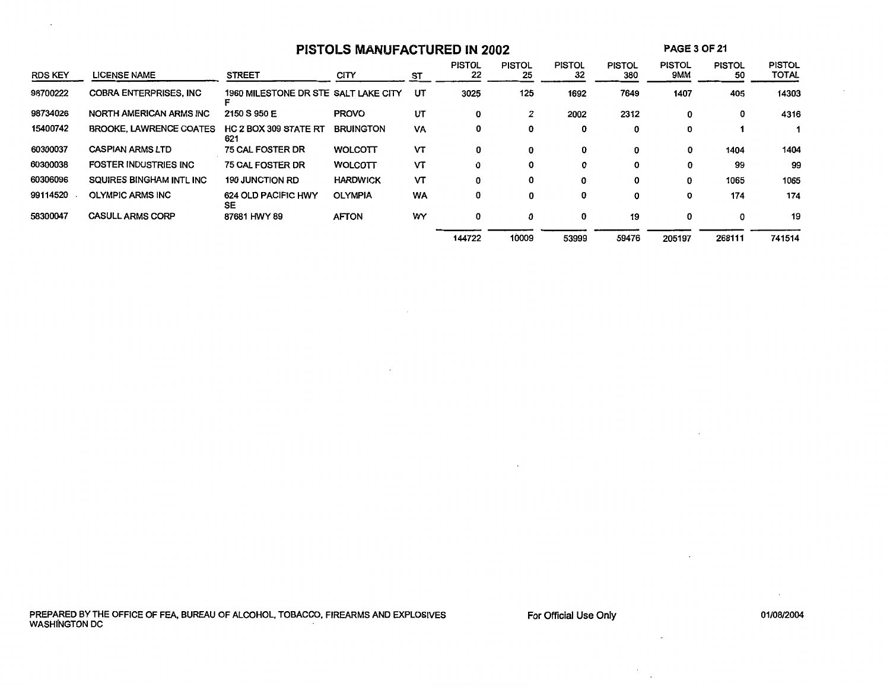# PISTOLS MANUFACTURED IN 2002

| RDS KEY | LICENSE NAME | STREET | CITY | ST | PISTOL 22 | PISTOL 25 | PISTOL 32 | PISTOL 380 | PISTOL 9MM | PISTOL 50 | PISTOL TOTAL |
|---|---|---|---|---|---|---|---|---|---|---|---|
| 98700222 | COBRA ENTERPRISES, INC | 1960 MILESTONE DR STE F | SALT LAKE CITY | UT | 3025 | 125 | 1692 | 7649 | 1407 | 405 | 14303 |
| 98734026 | NORTH AMERICAN ARMS INC | 2150 S 950 E | PROVO | UT | 0 | 2 | 2002 | 2312 | 0 | 0 | 4316 |
| 15400742 | BROOKE, LAWRENCE COATES | HC 2 BOX 309 STATE RT 621 | BRUINGTON | VA | 0 | 0 | 0 | 0 | 0 | 1 | 1 |
| 60300037 | CASPIAN ARMS LTD | 75 CAL FOSTER DR | WOLCOTT | VT | 0 | 0 | 0 | 0 | 0 | 1404 | 1404 |
| 60300038 | FOSTER INDUSTRIES INC | 75 CAL FOSTER DR | WOLCOTT | VT | 0 | 0 | 0 | 0 | 0 | 99 | 99 |
| 60306096 | SQUIRES BINGHAM INTL INC | 190 JUNCTION RD | HARDWICK | VT | 0 | 0 | 0 | 0 | 0 | 1065 | 1065 |
| 99114520 | OLYMPIC ARMS INC | 624 OLD PACIFIC HWY SE | OLYMPIA | WA | 0 | 0 | 0 | 0 | 0 | 174 | 174 |
| 58300047 | CASULL ARMS CORP | 87681 HWY 89 | AFTON | WY | 0 | 0 | 0 | 19 | 0 | 0 | 19 |
| | | | | | 144722 | 10009 | 53999 | 59476 | 205197 | 268111 | 741514 |

PREPARED BY THE OFFICE OF FEA, BUREAU OF ALCOHOL, TOBACCO, FIREARMS AND EXPLOSIVES
WASHINGTON DC

For Official Use Only

01/08/2004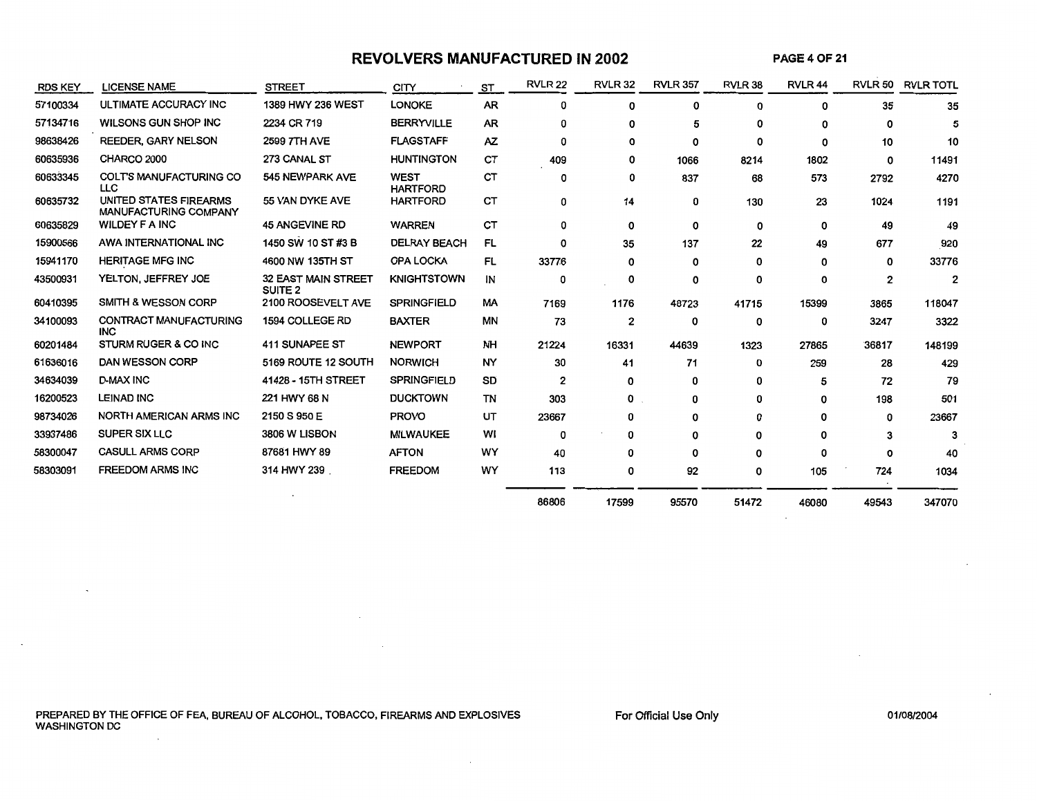# REVOLVERS MANUFACTURED IN 2002

| RDS KEY | LICENSE NAME | STREET | CITY | ST | RVLR 22 | RVLR 32 | RVLR 357 | RVLR 38 | RVLR 44 | RVLR 50 | RVLR TOTL |
|---|---|---|---|---|---|---|---|---|---|---|---|
| 57100334 | ULTIMATE ACCURACY INC | 1389 HWY 236 WEST | LONOKE | AR | 0 | 0 | 0 | 0 | 0 | 35 | 35 |
| 57134716 | WILSONS GUN SHOP INC | 2234 CR 719 | BERRYVILLE | AR | 0 | 0 | 5 | 0 | 0 | 0 | 5 |
| 98638426 | REEDER, GARY NELSON | 2599 7TH AVE | FLAGSTAFF | AZ | 0 | 0 | 0 | 0 | 0 | 10 | 10 |
| 60635936 | CHARCO 2000 | 273 CANAL ST | HUNTINGTON | CT | 409 | 0 | 1066 | 8214 | 1802 | 0 | 11491 |
| 60633345 | COLT'S MANUFACTURING CO LLC | 545 NEWPARK AVE | WEST HARTFORD | CT | 0 | 0 | 837 | 68 | 573 | 2792 | 4270 |
| 60635732 | UNITED STATES FIREARMS MANUFACTURING COMPANY | 55 VAN DYKE AVE | HARTFORD | CT | 0 | 14 | 0 | 130 | 23 | 1024 | 1191 |
| 60635829 | WILDEY F A INC | 45 ANGEVINE RD | WARREN | CT | 0 | 0 | 0 | 0 | 0 | 49 | 49 |
| 15900566 | AWA INTERNATIONAL INC | 1450 SW 10 ST #3 B | DELRAY BEACH | FL | 0 | 35 | 137 | 22 | 49 | 677 | 920 |
| 15941170 | HERITAGE MFG INC | 4600 NW 135TH ST | OPA LOCKA | FL | 33776 | 0 | 0 | 0 | 0 | 0 | 33776 |
| 43500931 | YELTON, JEFFREY JOE | 32 EAST MAIN STREET SUITE 2 | KNIGHTSTOWN | IN | 0 | 0 | 0 | 0 | 0 | 2 | 2 |
| 60410395 | SMITH & WESSON CORP | 2100 ROOSEVELT AVE | SPRINGFIELD | MA | 7169 | 1176 | 48723 | 41715 | 15399 | 3865 | 118047 |
| 34100093 | CONTRACT MANUFACTURING INC | 1594 COLLEGE RD | BAXTER | MN | 73 | 2 | 0 | 0 | 0 | 3247 | 3322 |
| 60201484 | STURM RUGER & CO INC | 411 SUNAPEE ST | NEWPORT | NH | 21224 | 16331 | 44639 | 1323 | 27865 | 36817 | 148199 |
| 61636016 | DAN WESSON CORP | 5169 ROUTE 12 SOUTH | NORWICH | NY | 30 | 41 | 71 | 0 | 259 | 28 | 429 |
| 34634039 | D-MAX INC | 41428 - 15TH STREET | SPRINGFIELD | SD | 2 | 0 | 0 | 0 | 5 | 72 | 79 |
| 16200523 | LEINAD INC | 221 HWY 68 N | DUCKTOWN | TN | 303 | 0 | 0 | 0 | 0 | 198 | 501 |
| 98734026 | NORTH AMERICAN ARMS INC | 2150 S 950 E | PROVO | UT | 23667 | 0 | 0 | 0 | 0 | 0 | 23667 |
| 33937486 | SUPER SIX LLC | 3806 W LISBON | MILWAUKEE | WI | 0 | 0 | 0 | 0 | 0 | 3 | 3 |
| 58300047 | CASULL ARMS CORP | 87681 HWY 89 | AFTON | WY | 40 | 0 | 0 | 0 | 0 | 0 | 40 |
| 58303091 | FREEDOM ARMS INC | 314 HWY 239 | FREEDOM | WY | 113 | 0 | 92 | 0 | 105 | 724 | 1034 |
| | | | | | 86806 | 17599 | 95570 | 51472 | 46080 | 49543 | 347070 |

PREPARED BY THE OFFICE OF FEA, BUREAU OF ALCOHOL, TOBACCO, FIREARMS AND EXPLOSIVES WASHINGTON DC

For Official Use Only

01/08/2004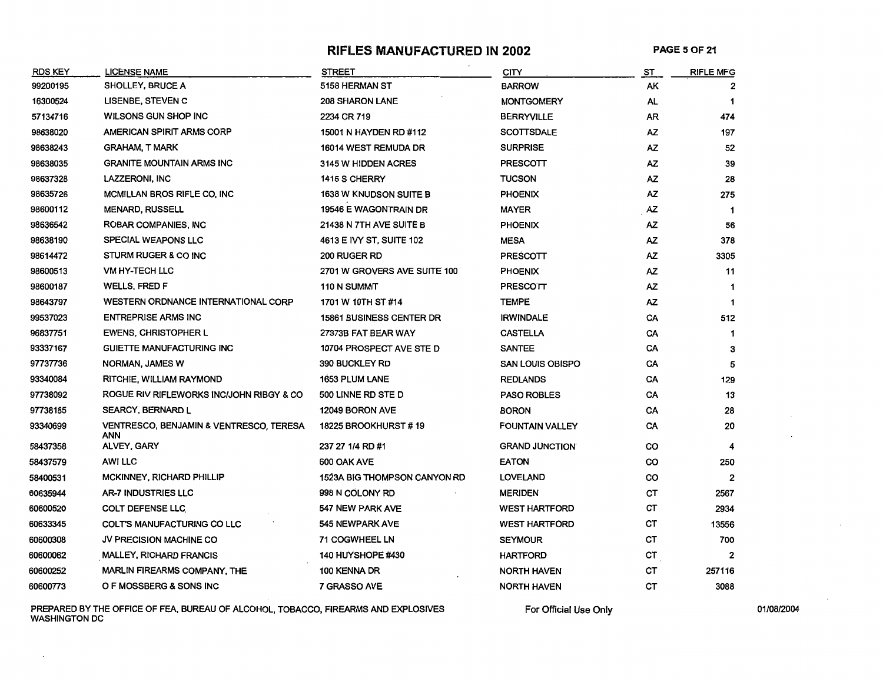# RIFLES MANUFACTURED IN 2002

| RDS KEY | LICENSE NAME | STREET | CITY | ST | RIFLE MFG |
|---|---|---|---|---|---|
| 99200195 | SHOLLEY, BRUCE A | 5158 HERMAN ST | BARROW | AK | 2 |
| 16300524 | LISENBE, STEVEN C | 208 SHARON LANE | MONTGOMERY | AL | 1 |
| 57134716 | WILSONS GUN SHOP INC | 2234 CR 719 | BERRYVILLE | AR | 474 |
| 98638020 | AMERICAN SPIRIT ARMS CORP | 15001 N HAYDEN RD #112 | SCOTTSDALE | AZ | 197 |
| 98638243 | GRAHAM, T MARK | 16014 WEST REMUDA DR | SURPRISE | AZ | 52 |
| 98638035 | GRANITE MOUNTAIN ARMS INC | 3145 W HIDDEN ACRES | PRESCOTT | AZ | 39 |
| 98637328 | LAZZERONI, INC | 1415 S CHERRY | TUCSON | AZ | 28 |
| 98635726 | MCMILLAN BROS RIFLE CO, INC | 1638 W KNUDSON SUITE B | PHOENIX | AZ | 275 |
| 98600112 | MENARD, RUSSELL | 19546 E WAGONTRAIN DR | MAYER | AZ | 1 |
| 98636542 | ROBAR COMPANIES, INC | 21438 N 7TH AVE SUITE B | PHOENIX | AZ | 56 |
| 98638190 | SPECIAL WEAPONS LLC | 4613 E IVY ST, SUITE 102 | MESA | AZ | 378 |
| 98614472 | STURM RUGER & CO INC | 200 RUGER RD | PRESCOTT | AZ | 3305 |
| 98600513 | VM HY-TECH LLC | 2701 W GROVERS AVE SUITE 100 | PHOENIX | AZ | 11 |
| 98600187 | WELLS, FRED F | 110 N SUMMIT | PRESCOTT | AZ | 1 |
| 98643797 | WESTERN ORDNANCE INTERNATIONAL CORP | 1701 W 10TH ST #14 | TEMPE | AZ | 1 |
| 99537023 | ENTREPRISE ARMS INC | 15861 BUSINESS CENTER DR | IRWINDALE | CA | 512 |
| 96837751 | EWENS, CHRISTOPHER L | 27373B FAT BEAR WAY | CASTELLA | CA | 1 |
| 93337167 | GUIETTE MANUFACTURING INC | 10704 PROSPECT AVE STE D | SANTEE | CA | 3 |
| 97737736 | NORMAN, JAMES W | 390 BUCKLEY RD | SAN LUIS OBISPO | CA | 5 |
| 93340084 | RITCHIE, WILLIAM RAYMOND | 1653 PLUM LANE | REDLANDS | CA | 129 |
| 97738092 | ROGUE RIV RIFLEWORKS INC/JOHN RIBGY & CO | 500 LINNE RD STE D | PASO ROBLES | CA | 13 |
| 97738185 | SEARCY, BERNARD L | 12049 BORON AVE | BORON | CA | 28 |
| 93340699 | VENTRESCO, BENJAMIN & VENTRESCO, TERESA ANN | 18225 BROOKHURST # 19 | FOUNTAIN VALLEY | CA | 20 |
| 58437358 | ALVEY, GARY | 237 27 1/4 RD #1 | GRAND JUNCTION | CO | 4 |
| 58437579 | AWI LLC | 600 OAK AVE | EATON | CO | 250 |
| 58400531 | MCKINNEY, RICHARD PHILLIP | 1523A BIG THOMPSON CANYON RD | LOVELAND | CO | 2 |
| 60635944 | AR-7 INDUSTRIES LLC | 998 N COLONY RD | MERIDEN | CT | 2567 |
| 60600520 | COLT DEFENSE LLC | 547 NEW PARK AVE | WEST HARTFORD | CT | 2934 |
| 60633345 | COLT'S MANUFACTURING CO LLC | 545 NEWPARK AVE | WEST HARTFORD | CT | 13556 |
| 60600308 | JV PRECISION MACHINE CO | 71 COGWHEEL LN | SEYMOUR | CT | 700 |
| 60600062 | MALLEY, RICHARD FRANCIS | 140 HUYSHOPE #430 | HARTFORD | CT | 2 |
| 60600252 | MARLIN FIREARMS COMPANY, THE | 100 KENNA DR | NORTH HAVEN | CT | 257116 |
| 60600773 | O F MOSSBERG & SONS INC | 7 GRASSO AVE | NORTH HAVEN | CT | 3088 |

PREPARED BY THE OFFICE OF FEA, BUREAU OF ALCOHOL, TOBACCO, FIREARMS AND EXPLOSIVES WASHINGTON DC

For Official Use Only

01/08/2004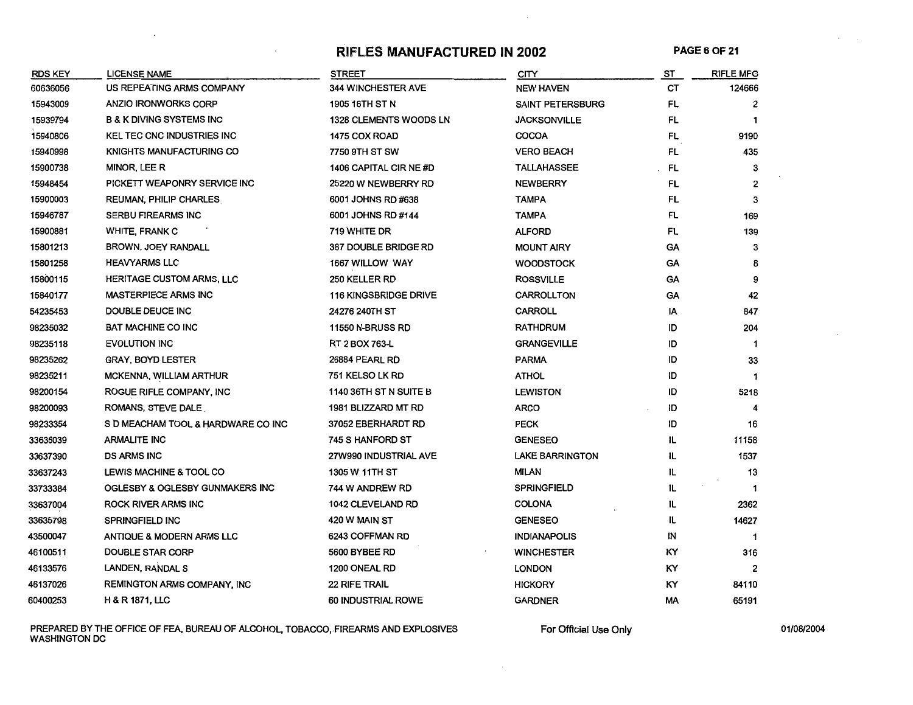# RIFLES MANUFACTURED IN 2002

| RDS KEY | LICENSE NAME | STREET | CITY | ST | RIFLE MFG |
|---|---|---|---|---|---|
| 60636056 | US REPEATING ARMS COMPANY | 344 WINCHESTER AVE | NEW HAVEN | CT | 124666 |
| 15943009 | ANZIO IRONWORKS CORP | 1905 16TH ST N | SAINT PETERSBURG | FL | 2 |
| 15939794 | B & K DIVING SYSTEMS INC | 1328 CLEMENTS WOODS LN | JACKSONVILLE | FL | 1 |
| 15940806 | KEL TEC CNC INDUSTRIES INC | 1475 COX ROAD | COCOA | FL | 9190 |
| 15940998 | KNIGHTS MANUFACTURING CO | 7750 9TH ST SW | VERO BEACH | FL | 435 |
| 15900738 | MINOR, LEE R | 1406 CAPITAL CIR NE #D | TALLAHASSEE | FL | 3 |
| 15948454 | PICKETT WEAPONRY SERVICE INC | 25220 W NEWBERRY RD | NEWBERRY | FL | 2 |
| 15900003 | REUMAN, PHILIP CHARLES | 6001 JOHNS RD #638 | TAMPA | FL | 3 |
| 15946787 | SERBU FIREARMS INC | 6001 JOHNS RD #144 | TAMPA | FL | 169 |
| 15900881 | WHITE, FRANK C | 719 WHITE DR | ALFORD | FL | 139 |
| 15801213 | BROWN, JOEY RANDALL | 387 DOUBLE BRIDGE RD | MOUNT AIRY | GA | 3 |
| 15801258 | HEAVYARMS LLC | 1667 WILLOW WAY | WOODSTOCK | GA | 8 |
| 15800115 | HERITAGE CUSTOM ARMS, LLC | 250 KELLER RD | ROSSVILLE | GA | 9 |
| 15840177 | MASTERPIECE ARMS INC | 116 KINGSBRIDGE DRIVE | CARROLLTON | GA | 42 |
| 54235453 | DOUBLE DEUCE INC | 24276 240TH ST | CARROLL | IA | 847 |
| 98235032 | BAT MACHINE CO INC | 11550 N-BRUSS RD | RATHDRUM | ID | 204 |
| 98235118 | EVOLUTION INC | RT 2 BOX 763-L | GRANGEVILLE | ID | 1 |
| 98235262 | GRAY, BOYD LESTER | 26884 PEARL RD | PARMA | ID | 33 |
| 98235211 | MCKENNA, WILLIAM ARTHUR | 751 KELSO LK RD | ATHOL | ID | 1 |
| 98200154 | ROGUE RIFLE COMPANY, INC | 1140 36TH ST N SUITE B | LEWISTON | ID | 5218 |
| 98200093 | ROMANS, STEVE DALE | 1981 BLIZZARD MT RD | ARCO | ID | 4 |
| 98233354 | S D MEACHAM TOOL & HARDWARE CO INC | 37052 EBERHARDT RD | PECK | ID | 16 |
| 33636039 | ARMALITE INC | 745 S HANFORD ST | GENESEO | IL | 11158 |
| 33637390 | DS ARMS INC | 27W990 INDUSTRIAL AVE | LAKE BARRINGTON | IL | 1537 |
| 33637243 | LEWIS MACHINE & TOOL CO | 1305 W 11TH ST | MILAN | IL | 13 |
| 33733384 | OGLESBY & OGLESBY GUNMAKERS INC | 744 W ANDREW RD | SPRINGFIELD | IL | 1 |
| 33637004 | ROCK RIVER ARMS INC | 1042 CLEVELAND RD | COLONA | IL | 2362 |
| 33635798 | SPRINGFIELD INC | 420 W MAIN ST | GENESEO | IL | 14627 |
| 43500047 | ANTIQUE & MODERN ARMS LLC | 6243 COFFMAN RD | INDIANAPOLIS | IN | 1 |
| 46100511 | DOUBLE STAR CORP | 5600 BYBEE RD | WINCHESTER | KY | 316 |
| 46133576 | LANDEN, RANDAL S | 1200 ONEAL RD | LONDON | KY | 2 |
| 46137026 | REMINGTON ARMS COMPANY, INC | 22 RIFE TRAIL | HICKORY | KY | 84110 |
| 60400253 | H & R 1871, LLC | 60 INDUSTRIAL ROWE | GARDNER | MA | 65191 |

PREPARED BY THE OFFICE OF FEA, BUREAU OF ALCOHOL, TOBACCO, FIREARMS AND EXPLOSIVES WASHINGTON DC

For Official Use Only

01/08/2004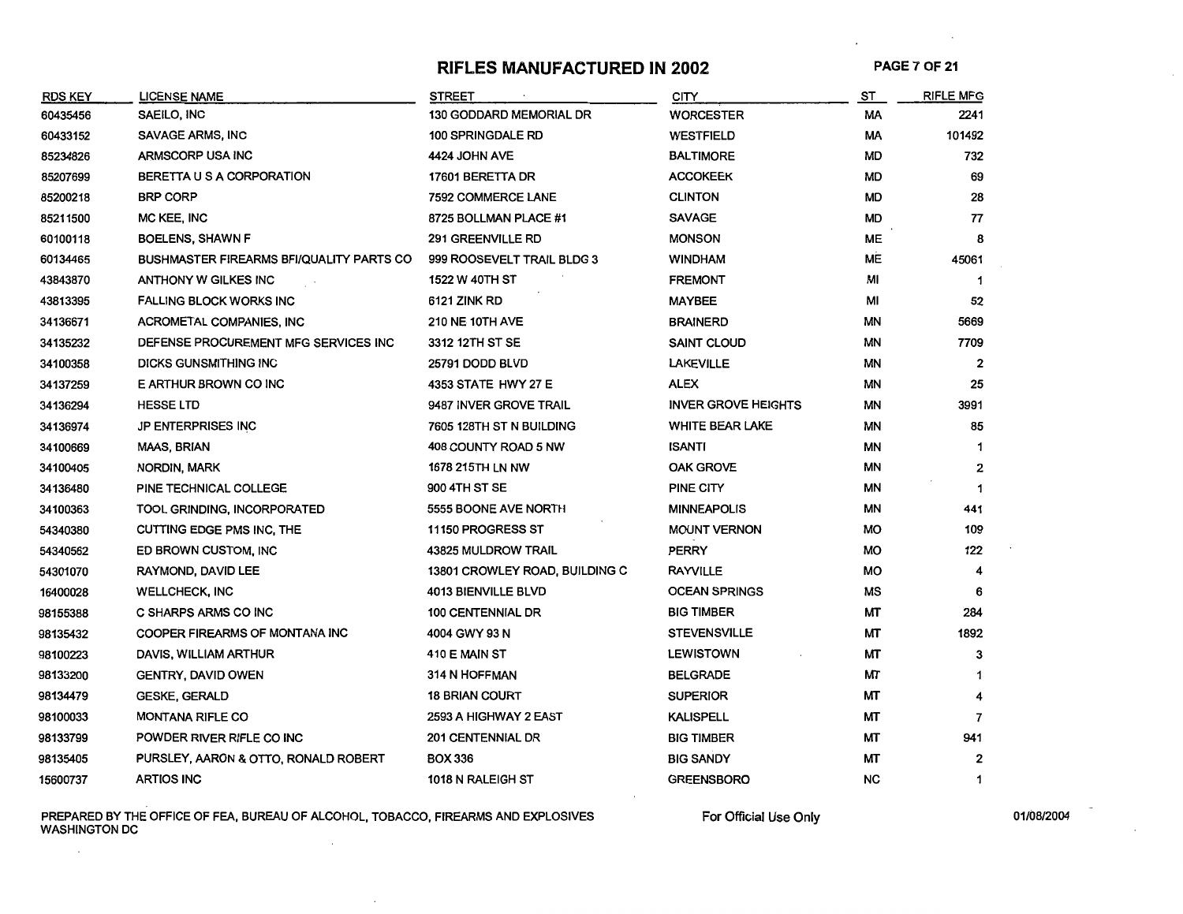# RIFLES MANUFACTURED IN 2002

| RDS KEY | LICENSE NAME | STREET | CITY | ST | RIFLE MFG |
|---|---|---|---|---|---|
| 60435456 | SAEILO, INC | 130 GODDARD MEMORIAL DR | WORCESTER | MA | 2241 |
| 60433152 | SAVAGE ARMS, INC | 100 SPRINGDALE RD | WESTFIELD | MA | 101492 |
| 85234826 | ARMSCORP USA INC | 4424 JOHN AVE | BALTIMORE | MD | 732 |
| 85207699 | BERETTA U S A CORPORATION | 17601 BERETTA DR | ACCOKEEK | MD | 69 |
| 85200218 | BRP CORP | 7592 COMMERCE LANE | CLINTON | MD | 28 |
| 85211500 | MC KEE, INC | 8725 BOLLMAN PLACE #1 | SAVAGE | MD | 77 |
| 60100118 | BOELENS, SHAWN F | 291 GREENVILLE RD | MONSON | ME | 8 |
| 60134465 | BUSHMASTER FIREARMS BFI/QUALITY PARTS CO | 999 ROOSEVELT TRAIL BLDG 3 | WINDHAM | ME | 45061 |
| 43843870 | ANTHONY W GILKES INC | 1522 W 40TH ST | FREMONT | MI | 1 |
| 43813395 | FALLING BLOCK WORKS INC | 6121 ZINK RD | MAYBEE | MI | 52 |
| 34136671 | ACROMETAL COMPANIES, INC | 210 NE 10TH AVE | BRAINERD | MN | 5669 |
| 34135232 | DEFENSE PROCUREMENT MFG SERVICES INC | 3312 12TH ST SE | SAINT CLOUD | MN | 7709 |
| 34100358 | DICKS GUNSMITHING INC | 25791 DODD BLVD | LAKEVILLE | MN | 2 |
| 34137259 | E ARTHUR BROWN CO INC | 4353 STATE HWY 27 E | ALEX | MN | 25 |
| 34136294 | HESSE LTD | 9487 INVER GROVE TRAIL | INVER GROVE HEIGHTS | MN | 3991 |
| 34136974 | JP ENTERPRISES INC | 7605 128TH ST N BUILDING | WHITE BEAR LAKE | MN | 85 |
| 34100669 | MAAS, BRIAN | 408 COUNTY ROAD 5 NW | ISANTI | MN | 1 |
| 34100405 | NORDIN, MARK | 1678 215TH LN NW | OAK GROVE | MN | 2 |
| 34136480 | PINE TECHNICAL COLLEGE | 900 4TH ST SE | PINE CITY | MN | 1 |
| 34100363 | TOOL GRINDING, INCORPORATED | 5555 BOONE AVE NORTH | MINNEAPOLIS | MN | 441 |
| 54340380 | CUTTING EDGE PMS INC, THE | 11150 PROGRESS ST | MOUNT VERNON | MO | 109 |
| 54340562 | ED BROWN CUSTOM, INC | 43825 MULDROW TRAIL | PERRY | MO | 122 |
| 54301070 | RAYMOND, DAVID LEE | 13801 CROWLEY ROAD, BUILDING C | RAYVILLE | MO | 4 |
| 16400028 | WELLCHECK, INC | 4013 BIENVILLE BLVD | OCEAN SPRINGS | MS | 6 |
| 98155388 | C SHARPS ARMS CO INC | 100 CENTENNIAL DR | BIG TIMBER | MT | 284 |
| 98135432 | COOPER FIREARMS OF MONTANA INC | 4004 GWY 93 N | STEVENSVILLE | MT | 1892 |
| 98100223 | DAVIS, WILLIAM ARTHUR | 410 E MAIN ST | LEWISTOWN | MT | 3 |
| 98133200 | GENTRY, DAVID OWEN | 314 N HOFFMAN | BELGRADE | MT | 1 |
| 98134479 | GESKE, GERALD | 18 BRIAN COURT | SUPERIOR | MT | 4 |
| 98100033 | MONTANA RIFLE CO | 2593 A HIGHWAY 2 EAST | KALISPELL | MT | 7 |
| 98133799 | POWDER RIVER RIFLE CO INC | 201 CENTENNIAL DR | BIG TIMBER | MT | 941 |
| 98135405 | PURSLEY, AARON & OTTO, RONALD ROBERT | BOX 336 | BIG SANDY | MT | 2 |
| 15600737 | ARTIOS INC | 1018 N RALEIGH ST | GREENSBORO | NC | 1 |

PREPARED BY THE OFFICE OF FEA, BUREAU OF ALCOHOL, TOBACCO, FIREARMS AND EXPLOSIVES
WASHINGTON DC

For Official Use Only

01/08/2004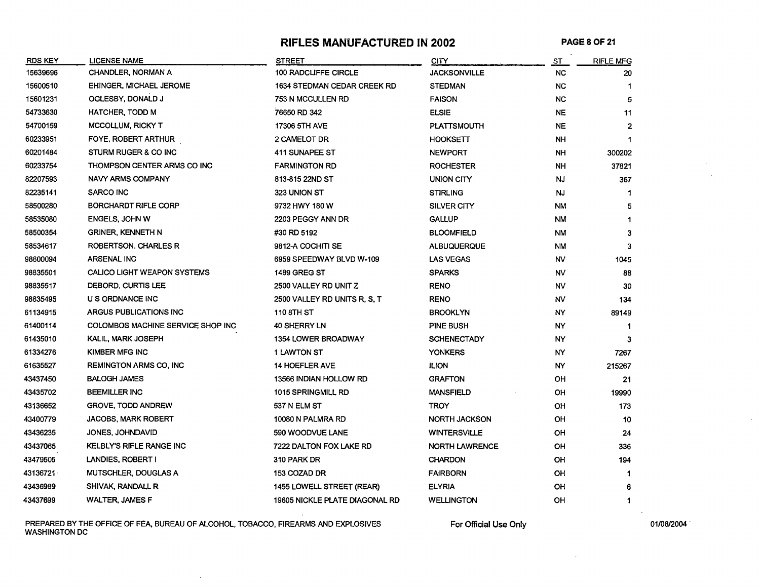# RIFLES MANUFACTURED IN 2002

| RDS KEY | LICENSE NAME | STREET | CITY | ST | RIFLE MFG |
|---|---|---|---|---|---|
| 15639696 | CHANDLER, NORMAN A | 100 RADCLIFFE CIRCLE | JACKSONVILLE | NC | 20 |
| 15600510 | EHINGER, MICHAEL JEROME | 1634 STEDMAN CEDAR CREEK RD | STEDMAN | NC | 1 |
| 15601231 | OGLESBY, DONALD J | 753 N MCCULLEN RD | FAISON | NC | 5 |
| 54733630 | HATCHER, TODD M | 76650 RD 342 | ELSIE | NE | 11 |
| 54700159 | MCCOLLUM, RICKY T | 17306 5TH AVE | PLATTSMOUTH | NE | 2 |
| 60233951 | FOYE, ROBERT ARTHUR | 2 CAMELOT DR | HOOKSETT | NH | 1 |
| 60201484 | STURM RUGER & CO INC | 411 SUNAPEE ST | NEWPORT | NH | 300202 |
| 60233754 | THOMPSON CENTER ARMS CO INC | FARMINGTON RD | ROCHESTER | NH | 37821 |
| 82207593 | NAVY ARMS COMPANY | 813-815 22ND ST | UNION CITY | NJ | 367 |
| 82235141 | SARCO INC | 323 UNION ST | STIRLING | NJ | 1 |
| 58500280 | BORCHARDT RIFLE CORP | 9732 HWY 180 W | SILVER CITY | NM | 5 |
| 58535080 | ENGELS, JOHN W | 2203 PEGGY ANN DR | GALLUP | NM | 1 |
| 58500354 | GRINER, KENNETH N | #30 RD 5192 | BLOOMFIELD | NM | 3 |
| 58534617 | ROBERTSON, CHARLES R | 9812-A COCHITI SE | ALBUQUERQUE | NM | 3 |
| 98800094 | ARSENAL INC | 6959 SPEEDWAY BLVD W-109 | LAS VEGAS | NV | 1045 |
| 98835501 | CALICO LIGHT WEAPON SYSTEMS | 1489 GREG ST | SPARKS | NV | 88 |
| 98835517 | DEBORD, CURTIS LEE | 2500 VALLEY RD UNIT Z | RENO | NV | 30 |
| 98835495 | U S ORDNANCE INC | 2500 VALLEY RD UNITS R, S, T | RENO | NV | 134 |
| 61134915 | ARGUS PUBLICATIONS INC | 110 8TH ST | BROOKLYN | NY | 89149 |
| 61400114 | COLOMBOS MACHINE SERVICE SHOP INC | 40 SHERRY LN | PINE BUSH | NY | 1 |
| 61435010 | KALIL, MARK JOSEPH | 1354 LOWER BROADWAY | SCHENECTADY | NY | 3 |
| 61334276 | KIMBER MFG INC | 1 LAWTON ST | YONKERS | NY | 7267 |
| 61635527 | REMINGTON ARMS CO, INC | 14 HOEFLER AVE | ILION | NY | 215267 |
| 43437450 | BALOGH JAMES | 13566 INDIAN HOLLOW RD | GRAFTON | OH | 21 |
| 43435702 | BEEMILLER INC | 1015 SPRINGMILL RD | MANSFIELD | OH | 19990 |
| 43136652 | GROVE, TODD ANDREW | 537 N ELM ST | TROY | OH | 173 |
| 43400779 | JACOBS, MARK ROBERT | 10080 N PALMRA RD | NORTH JACKSON | OH | 10 |
| 43436235 | JONES, JOHNDAVID | 590 WOODVUE LANE | WINTERSVILLE | OH | 24 |
| 43437065 | KELBLY'S RIFLE RANGE INC | 7222 DALTON FOX LAKE RD | NORTH LAWRENCE | OH | 336 |
| 43479505 | LANDIES, ROBERT I | 310 PARK DR | CHARDON | OH | 194 |
| 43136721 | MUTSCHLER, DOUGLAS A | 153 COZAD DR | FAIRBORN | OH | 1 |
| 43436989 | SHIVAK, RANDALL R | 1455 LOWELL STREET (REAR) | ELYRIA | OH | 6 |
| 43437699 | WALTER, JAMES F | 19605 NICKLE PLATE DIAGONAL RD | WELLINGTON | OH | 1 |

PREPARED BY THE OFFICE OF FEA, BUREAU OF ALCOHOL, TOBACCO, FIREARMS AND EXPLOSIVES WASHINGTON DC

For Official Use Only

01/08/2004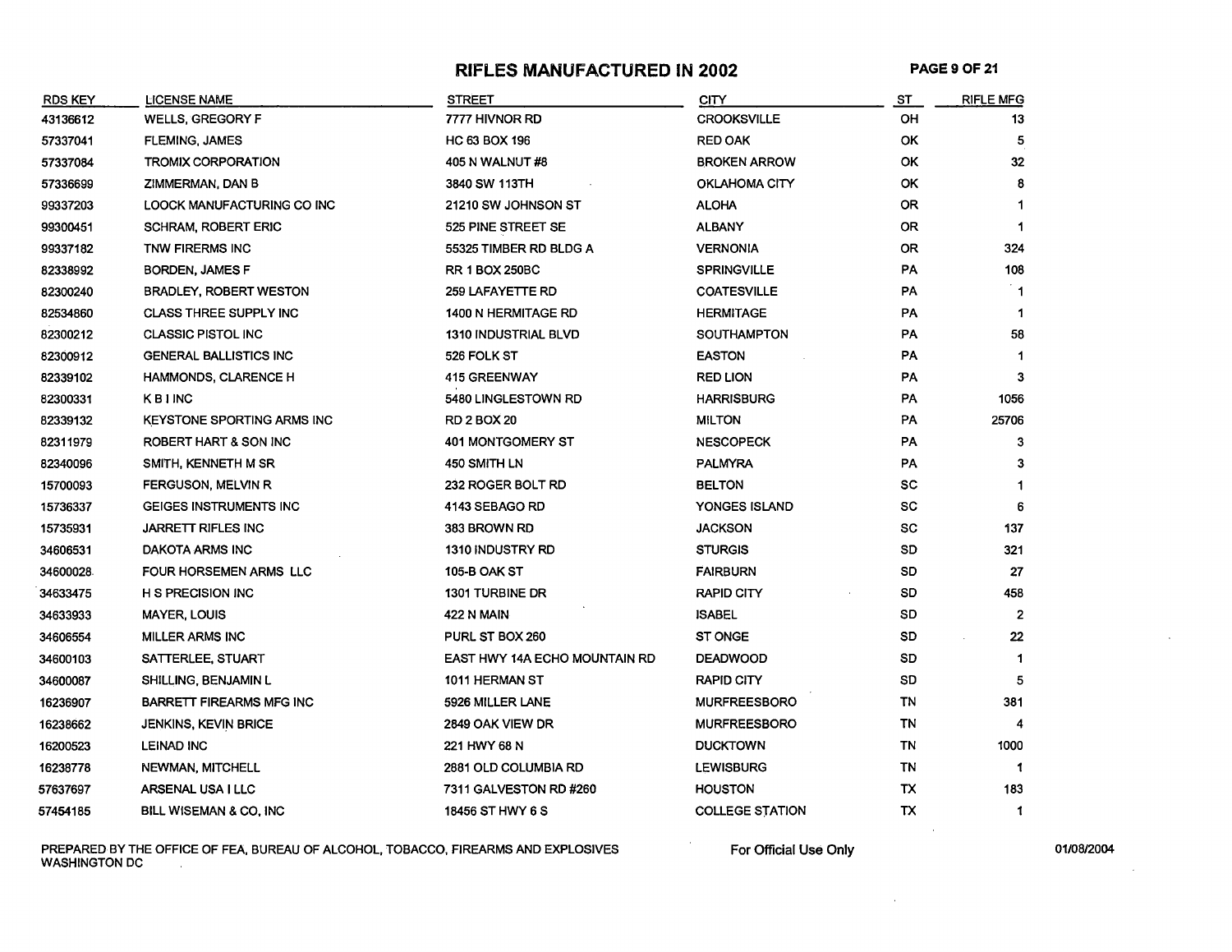# RIFLES MANUFACTURED IN 2002

| RDS KEY | LICENSE NAME | STREET | CITY | ST | RIFLE MFG |
|---|---|---|---|---|---|
| 43136612 | WELLS, GREGORY F | 7777 HIVNOR RD | CROOKSVILLE | OH | 13 |
| 57337041 | FLEMING, JAMES | HC 63 BOX 196 | RED OAK | OK | 5 |
| 57337084 | TROMIX CORPORATION | 405 N WALNUT #8 | BROKEN ARROW | OK | 32 |
| 57336699 | ZIMMERMAN, DAN B | 3840 SW 113TH | OKLAHOMA CITY | OK | 8 |
| 99337203 | LOOCK MANUFACTURING CO INC | 21210 SW JOHNSON ST | ALOHA | OR | 1 |
| 99300451 | SCHRAM, ROBERT ERIC | 525 PINE STREET SE | ALBANY | OR | 1 |
| 99337182 | TNW FIRERMS INC | 55325 TIMBER RD BLDG A | VERNONIA | OR | 324 |
| 82338992 | BORDEN, JAMES F | RR 1 BOX 250BC | SPRINGVILLE | PA | 108 |
| 82300240 | BRADLEY, ROBERT WESTON | 259 LAFAYETTE RD | COATESVILLE | PA | 1 |
| 82534860 | CLASS THREE SUPPLY INC | 1400 N HERMITAGE RD | HERMITAGE | PA | 1 |
| 82300212 | CLASSIC PISTOL INC | 1310 INDUSTRIAL BLVD | SOUTHAMPTON | PA | 58 |
| 82300912 | GENERAL BALLISTICS INC | 526 FOLK ST | EASTON | PA | 1 |
| 82339102 | HAMMONDS, CLARENCE H | 415 GREENWAY | RED LION | PA | 3 |
| 82300331 | K B I INC | 5480 LINGLESTOWN RD | HARRISBURG | PA | 1056 |
| 82339132 | KEYSTONE SPORTING ARMS INC | RD 2 BOX 20 | MILTON | PA | 25706 |
| 82311979 | ROBERT HART & SON INC | 401 MONTGOMERY ST | NESCOPECK | PA | 3 |
| 82340096 | SMITH, KENNETH M SR | 450 SMITH LN | PALMYRA | PA | 3 |
| 15700093 | FERGUSON, MELVIN R | 232 ROGER BOLT RD | BELTON | SC | 1 |
| 15736337 | GEIGES INSTRUMENTS INC | 4143 SEBAGO RD | YONGES ISLAND | SC | 6 |
| 15735931 | JARRETT RIFLES INC | 383 BROWN RD | JACKSON | SC | 137 |
| 34606531 | DAKOTA ARMS INC | 1310 INDUSTRY RD | STURGIS | SD | 321 |
| 34600028 | FOUR HORSEMEN ARMS LLC | 105-B OAK ST | FAIRBURN | SD | 27 |
| 34633475 | H S PRECISION INC | 1301 TURBINE DR | RAPID CITY | SD | 458 |
| 34633933 | MAYER, LOUIS | 422 N MAIN | ISABEL | SD | 2 |
| 34606554 | MILLER ARMS INC | PURL ST BOX 260 | ST ONGE | SD | 22 |
| 34600103 | SATTERLEE, STUART | EAST HWY 14A ECHO MOUNTAIN RD | DEADWOOD | SD | 1 |
| 34600087 | SHILLING, BENJAMIN L | 1011 HERMAN ST | RAPID CITY | SD | 5 |
| 16236907 | BARRETT FIREARMS MFG INC | 5926 MILLER LANE | MURFREESBORO | TN | 381 |
| 16238662 | JENKINS, KEVIN BRICE | 2849 OAK VIEW DR | MURFREESBORO | TN | 4 |
| 16200523 | LEINAD INC | 221 HWY 68 N | DUCKTOWN | TN | 1000 |
| 16238778 | NEWMAN, MITCHELL | 2881 OLD COLUMBIA RD | LEWISBURG | TN | 1 |
| 57637697 | ARSENAL USA I LLC | 7311 GALVESTON RD #260 | HOUSTON | TX | 183 |
| 57454185 | BILL WISEMAN & CO, INC | 18456 ST HWY 6 S | COLLEGE STATION | TX | 1 |

PREPARED BY THE OFFICE OF FEA, BUREAU OF ALCOHOL, TOBACCO, FIREARMS AND EXPLOSIVES WASHINGTON DC

For Official Use Only

01/08/2004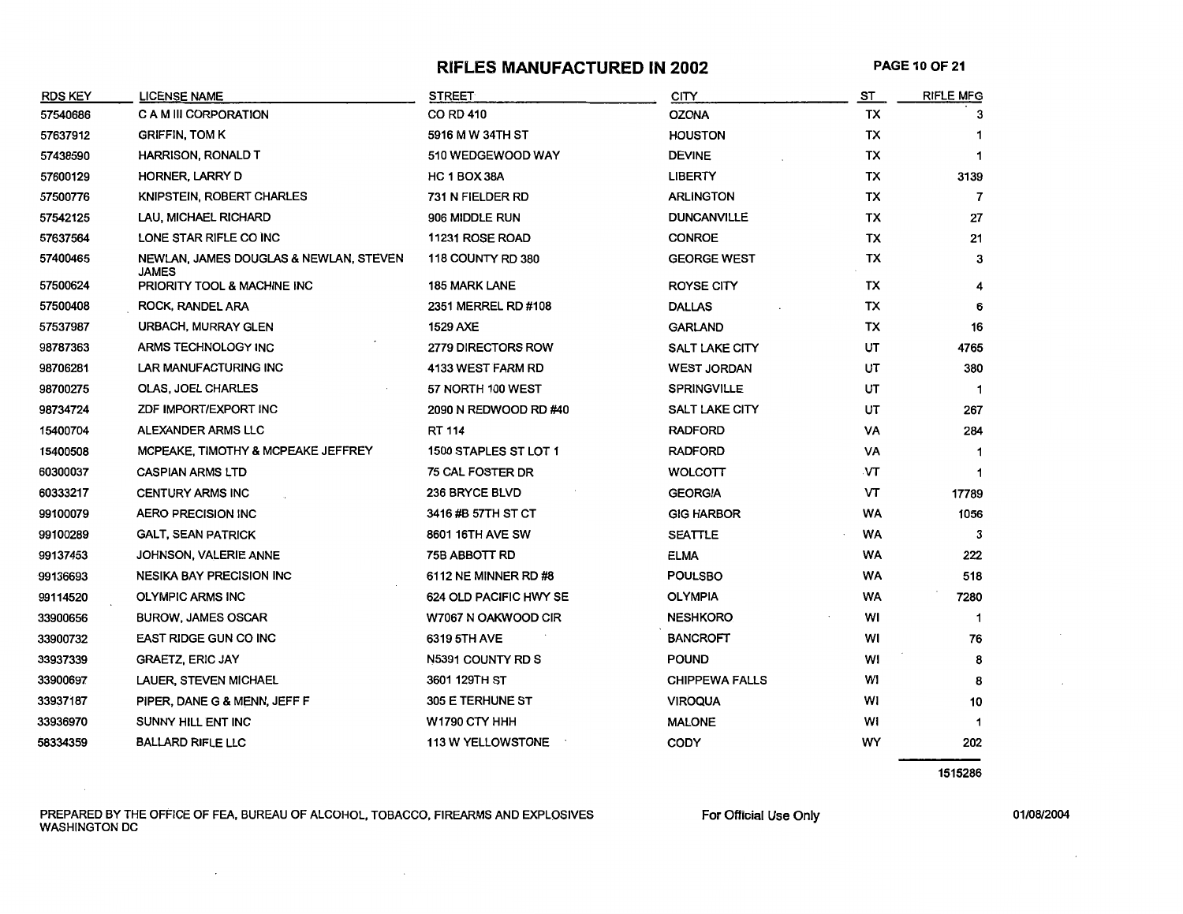# RIFLES MANUFACTURED IN 2002

| RDS KEY | LICENSE NAME | STREET | CITY | ST | RIFLE MFG |
|---|---|---|---|---|---|
| 57540686 | C A M III CORPORATION | CO RD 410 | OZONA | TX | 3 |
| 57637912 | GRIFFIN, TOM K | 5916 M W 34TH ST | HOUSTON | TX | 1 |
| 57438590 | HARRISON, RONALD T | 510 WEDGEWOOD WAY | DEVINE | TX | 1 |
| 57600129 | HORNER, LARRY D | HC 1 BOX 38A | LIBERTY | TX | 3139 |
| 57500776 | KNIPSTEIN, ROBERT CHARLES | 731 N FIELDER RD | ARLINGTON | TX | 7 |
| 57542125 | LAU, MICHAEL RICHARD | 906 MIDDLE RUN | DUNCANVILLE | TX | 27 |
| 57637564 | LONE STAR RIFLE CO INC | 11231 ROSE ROAD | CONROE | TX | 21 |
| 57400465 | NEWLAN, JAMES DOUGLAS & NEWLAN, STEVEN JAMES | 118 COUNTY RD 380 | GEORGE WEST | TX | 3 |
| 57500624 | PRIORITY TOOL & MACHINE INC | 185 MARK LANE | ROYSE CITY | TX | 4 |
| 57500408 | ROCK, RANDEL ARA | 2351 MERREL RD #108 | DALLAS | TX | 6 |
| 57537987 | URBACH, MURRAY GLEN | 1529 AXE | GARLAND | TX | 16 |
| 98787363 | ARMS TECHNOLOGY INC | 2779 DIRECTORS ROW | SALT LAKE CITY | UT | 4765 |
| 98706281 | LAR MANUFACTURING INC | 4133 WEST FARM RD | WEST JORDAN | UT | 380 |
| 98700275 | OLAS, JOEL CHARLES | 57 NORTH 100 WEST | SPRINGVILLE | UT | 1 |
| 98734724 | ZDF IMPORT/EXPORT INC | 2090 N REDWOOD RD #40 | SALT LAKE CITY | UT | 267 |
| 15400704 | ALEXANDER ARMS LLC | RT 114 | RADFORD | VA | 284 |
| 15400508 | MCPEAKE, TIMOTHY & MCPEAKE JEFFREY | 1500 STAPLES ST LOT 1 | RADFORD | VA | 1 |
| 60300037 | CASPIAN ARMS LTD | 75 CAL FOSTER DR | WOLCOTT | VT | 1 |
| 60333217 | CENTURY ARMS INC | 236 BRYCE BLVD | GEORGIA | VT | 17789 |
| 99100079 | AERO PRECISION INC | 3416 #B 57TH ST CT | GIG HARBOR | WA | 1056 |
| 99100289 | GALT, SEAN PATRICK | 8601 16TH AVE SW | SEATTLE | WA | 3 |
| 99137453 | JOHNSON, VALERIE ANNE | 75B ABBOTT RD | ELMA | WA | 222 |
| 99136693 | NESIKA BAY PRECISION INC | 6112 NE MINNER RD #8 | POULSBO | WA | 518 |
| 99114520 | OLYMPIC ARMS INC | 624 OLD PACIFIC HWY SE | OLYMPIA | WA | 7280 |
| 33900656 | BUROW, JAMES OSCAR | W7067 N OAKWOOD CIR | NESHKORO | WI | 1 |
| 33900732 | EAST RIDGE GUN CO INC | 6319 5TH AVE | BANCROFT | WI | 76 |
| 33937339 | GRAETZ, ERIC JAY | N5391 COUNTY RD S | POUND | WI | 8 |
| 33900697 | LAUER, STEVEN MICHAEL | 3601 129TH ST | CHIPPEWA FALLS | WI | 8 |
| 33937187 | PIPER, DANE G & MENN, JEFF F | 305 E TERHUNE ST | VIROQUA | WI | 10 |
| 33936970 | SUNNY HILL ENT INC | W1790 CTY HHH | MALONE | WI | 1 |
| 58334359 | BALLARD RIFLE LLC | 113 W YELLOWSTONE | CODY | WY | 202 |
| | | | | | 1515286 |

PREPARED BY THE OFFICE OF FEA, BUREAU OF ALCOHOL, TOBACCO, FIREARMS AND EXPLOSIVES WASHINGTON DC

For Official Use Only

01/08/2004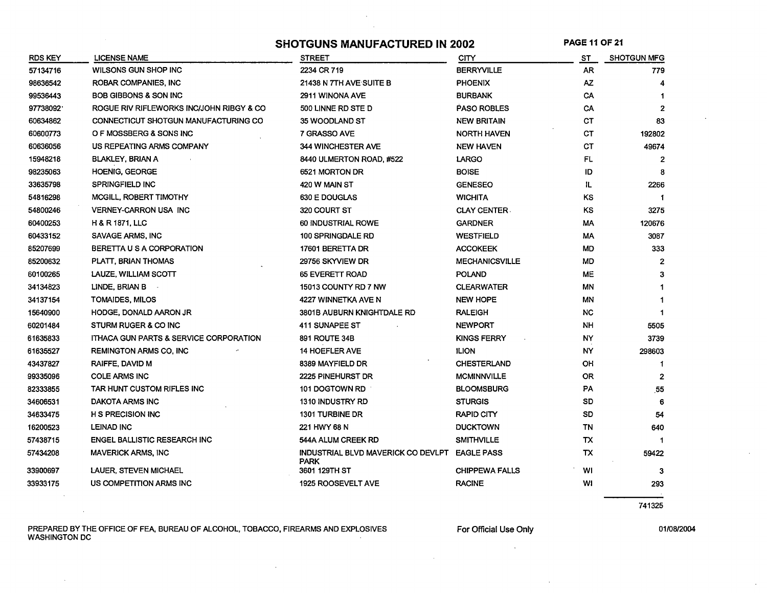# SHOTGUNS MANUFACTURED IN 2002

| RDS KEY | LICENSE NAME | STREET | CITY | ST | SHOTGUN MFG |
|---|---|---|---|---|---|
| 57134716 | WILSONS GUN SHOP INC | 2234 CR 719 | BERRYVILLE | AR | 779 |
| 98636542 | ROBAR COMPANIES, INC | 21438 N 7TH AVE SUITE B | PHOENIX | AZ | 4 |
| 99536443 | BOB GIBBONS & SON INC | 2911 WINONA AVE | BURBANK | CA | 1 |
| 97738092 | ROGUE RIV RIFLEWORKS INC/JOHN RIBGY & CO | 500 LINNE RD STE D | PASO ROBLES | CA | 2 |
| 60634862 | CONNECTICUT SHOTGUN MANUFACTURING CO | 35 WOODLAND ST | NEW BRITAIN | CT | 83 |
| 60600773 | O F MOSSBERG & SONS INC | 7 GRASSO AVE | NORTH HAVEN | CT | 192802 |
| 60636056 | US REPEATING ARMS COMPANY | 344 WINCHESTER AVE | NEW HAVEN | CT | 49674 |
| 15948218 | BLAKLEY, BRIAN A | 8440 ULMERTON ROAD, #522 | LARGO | FL | 2 |
| 98235063 | HOENIG, GEORGE | 6521 MORTON DR | BOISE | ID | 8 |
| 33635798 | SPRINGFIELD INC | 420 W MAIN ST | GENESEO | IL | 2266 |
| 54816298 | MCGILL, ROBERT TIMOTHY | 630 E DOUGLAS | WICHITA | KS | 1 |
| 54800246 | VERNEY-CARRON USA INC | 320 COURT ST | CLAY CENTER | KS | 3275 |
| 60400253 | H & R 1871, LLC | 60 INDUSTRIAL ROWE | GARDNER | MA | 120676 |
| 60433152 | SAVAGE ARMS, INC | 100 SPRINGDALE RD | WESTFIELD | MA | 3087 |
| 85207699 | BERETTA U S A CORPORATION | 17601 BERETTA DR | ACCOKEEK | MD | 333 |
| 85200632 | PLATT, BRIAN THOMAS | 29756 SKYVIEW DR | MECHANICSVILLE | MD | 2 |
| 60100265 | LAUZE, WILLIAM SCOTT | 65 EVERETT ROAD | POLAND | ME | 3 |
| 34134823 | LINDE, BRIAN B | 15013 COUNTY RD 7 NW | CLEARWATER | MN | 1 |
| 34137154 | TOMAIDES, MILOS | 4227 WINNETKA AVE N | NEW HOPE | MN | 1 |
| 15640900 | HODGE, DONALD AARON JR | 3801B AUBURN KNIGHTDALE RD | RALEIGH | NC | 1 |
| 60201484 | STURM RUGER & CO INC | 411 SUNAPEE ST | NEWPORT | NH | 5505 |
| 61635833 | ITHACA GUN PARTS & SERVICE CORPORATION | 891 ROUTE 34B | KINGS FERRY | NY | 3739 |
| 61635527 | REMINGTON ARMS CO, INC | 14 HOEFLER AVE | ILION | NY | 298603 |
| 43437827 | RAIFFE, DAVID M | 8389 MAYFIELD DR | CHESTERLAND | OH | 1 |
| 99335096 | COLE ARMS INC | 2225 PINEHURST DR | MCMINNVILLE | OR | 2 |
| 82333855 | TAR HUNT CUSTOM RIFLES INC | 101 DOGTOWN RD | BLOOMSBURG | PA | 55 |
| 34606531 | DAKOTA ARMS INC | 1310 INDUSTRY RD | STURGIS | SD | 6 |
| 34633475 | H S PRECISION INC | 1301 TURBINE DR | RAPID CITY | SD | 54 |
| 16200523 | LEINAD INC | 221 HWY 68 N | DUCKTOWN | TN | 640 |
| 57438715 | ENGEL BALLISTIC RESEARCH INC | 544A ALUM CREEK RD | SMITHVILLE | TX | 1 |
| 57434208 | MAVERICK ARMS, INC | INDUSTRIAL BLVD MAVERICK CO DEVLPT PARK | EAGLE PASS | TX | 59422 |
| 33900697 | LAUER, STEVEN MICHAEL | 3601 129TH ST | CHIPPEWA FALLS | WI | 3 |
| 33933175 | US COMPETITION ARMS INC | 1925 ROOSEVELT AVE | RACINE | WI | 293 |
| | | | | | 741325 |

PREPARED BY THE OFFICE OF FEA, BUREAU OF ALCOHOL, TOBACCO, FIREARMS AND EXPLOSIVES WASHINGTON DC

For Official Use Only

01/08/2004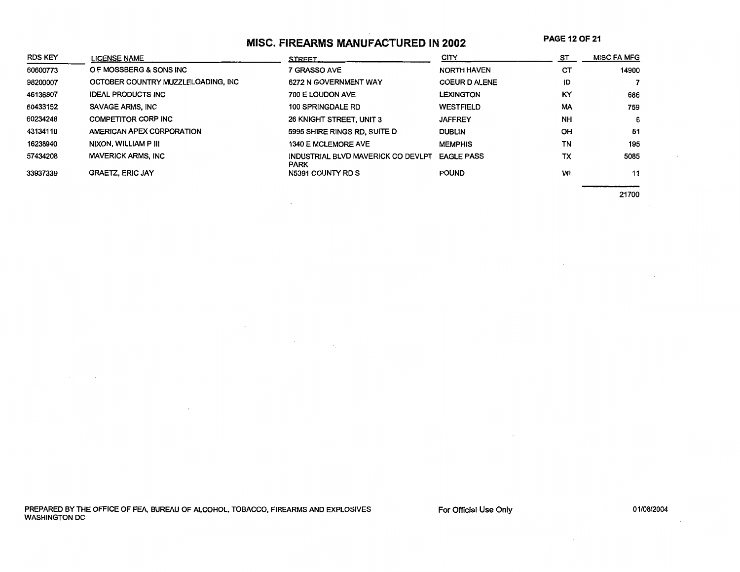# MISC. FIREARMS MANUFACTURED IN 2002

| RDS KEY | LICENSE NAME | STREET | CITY | ST | MISC FA MFG |
|---|---|---|---|---|---|
| 60600773 | O F MOSSBERG & SONS INC | 7 GRASSO AVE | NORTH HAVEN | CT | 14900 |
| 98200007 | OCTOBER COUNTRY MUZZLELOADING, INC | 6272 N GOVERNMENT WAY | COEUR D ALENE | ID | 7 |
| 46136807 | IDEAL PRODUCTS INC | 700 E LOUDON AVE | LEXINGTON | KY | 686 |
| 60433152 | SAVAGE ARMS, INC | 100 SPRINGDALE RD | WESTFIELD | MA | 759 |
| 60234248 | COMPETITOR CORP INC | 26 KNIGHT STREET, UNIT 3 | JAFFREY | NH | 6 |
| 43134110 | AMERICAN APEX CORPORATION | 5995 SHIRE RINGS RD, SUITE D | DUBLIN | OH | 51 |
| 16238940 | NIXON, WILLIAM P III | 1340 E MCLEMORE AVE | MEMPHIS | TN | 195 |
| 57434208 | MAVERICK ARMS, INC | INDUSTRIAL BLVD MAVERICK CO DEVLPT PARK | EAGLE PASS | TX | 5085 |
| 33937339 | GRAETZ, ERIC JAY | N5391 COUNTY RD S | POUND | WI | 11 |
| | | | | | 21700 |

PREPARED BY THE OFFICE OF FEA, BUREAU OF ALCOHOL, TOBACCO, FIREARMS AND EXPLOSIVES
WASHINGTON DC

For Official Use Only

01/08/2004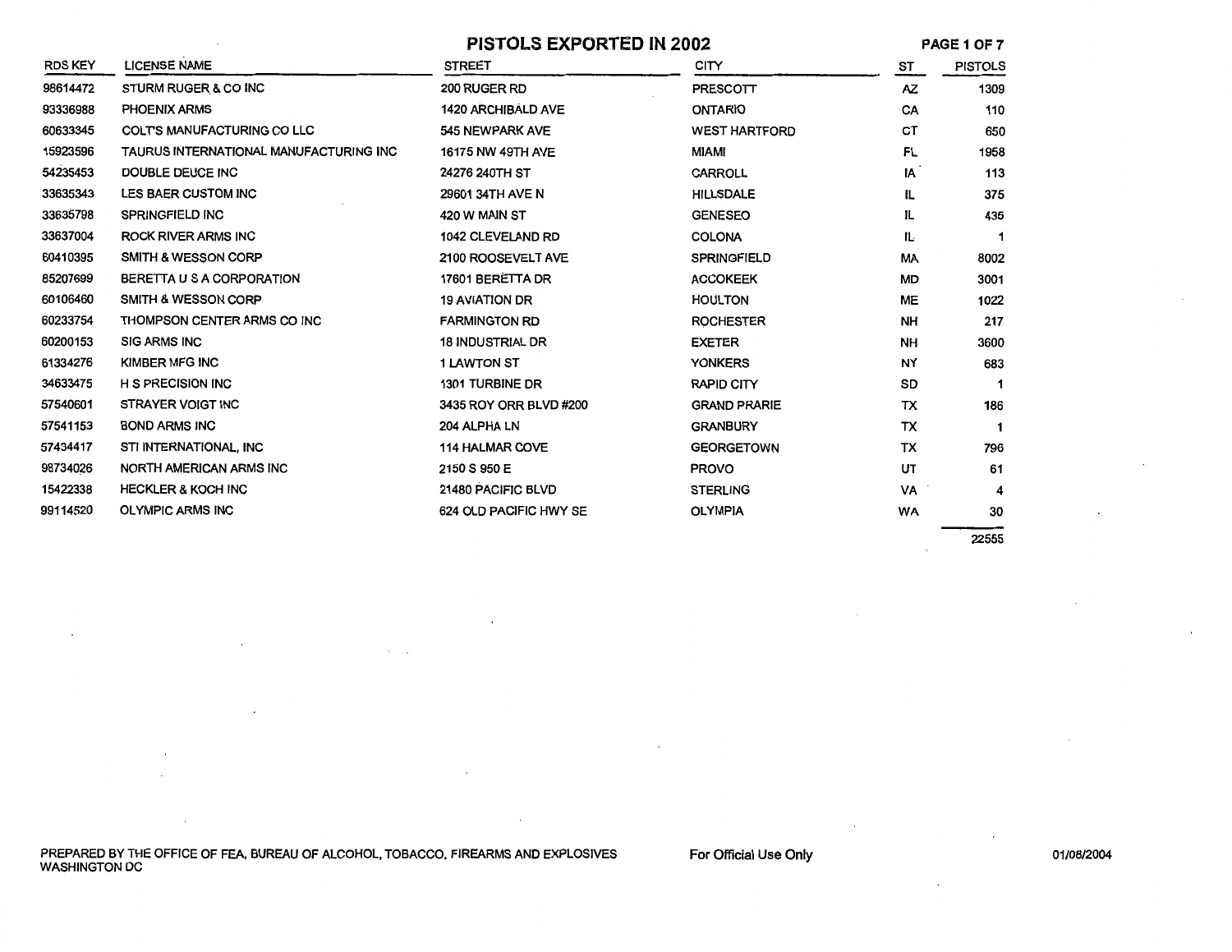# PISTOLS EXPORTED IN 2002

| RDS KEY | LICENSE NAME | STREET | CITY | ST | PISTOLS |
|---|---|---|---|---|---|
| 98614472 | STURM RUGER & CO INC | 200 RUGER RD | PRESCOTT | AZ | 1309 |
| 93336988 | PHOENIX ARMS | 1420 ARCHIBALD AVE | ONTARIO | CA | 110 |
| 60633345 | COLT'S MANUFACTURING CO LLC | 545 NEWPARK AVE | WEST HARTFORD | CT | 650 |
| 15923596 | TAURUS INTERNATIONAL MANUFACTURING INC | 16175 NW 49TH AVE | MIAMI | FL | 1958 |
| 54235453 | DOUBLE DEUCE INC | 24276 240TH ST | CARROLL | IA | 113 |
| 33635343 | LES BAER CUSTOM INC | 29601 34TH AVE N | HILLSDALE | IL | 375 |
| 33635798 | SPRINGFIELD INC | 420 W MAIN ST | GENESEO | IL | 436 |
| 33637004 | ROCK RIVER ARMS INC | 1042 CLEVELAND RD | COLONA | IL | 1 |
| 60410395 | SMITH & WESSON CORP | 2100 ROOSEVELT AVE | SPRINGFIELD | MA | 8002 |
| 85207699 | BERETTA U S A CORPORATION | 17601 BERETTA DR | ACCOKEEK | MD | 3001 |
| 60106460 | SMITH & WESSON CORP | 19 AVIATION DR | HOULTON | ME | 1022 |
| 60233754 | THOMPSON CENTER ARMS CO INC | FARMINGTON RD | ROCHESTER | NH | 217 |
| 60200153 | SIG ARMS INC | 18 INDUSTRIAL DR | EXETER | NH | 3600 |
| 61334276 | KIMBER MFG INC | 1 LAWTON ST | YONKERS | NY | 683 |
| 34633475 | H S PRECISION INC | 1301 TURBINE DR | RAPID CITY | SD | 1 |
| 57540601 | STRAYER VOIGT INC | 3435 ROY ORR BLVD #200 | GRAND PRARIE | TX | 186 |
| 57541153 | BOND ARMS INC | 204 ALPHA LN | GRANBURY | TX | 1 |
| 57434417 | STI INTERNATIONAL, INC | 114 HALMAR COVE | GEORGETOWN | TX | 796 |
| 98734026 | NORTH AMERICAN ARMS INC | 2150 S 950 E | PROVO | UT | 61 |
| 15422338 | HECKLER & KOCH INC | 21480 PACIFIC BLVD | STERLING | VA | 4 |
| 99114520 | OLYMPIC ARMS INC | 624 OLD PACIFIC HWY SE | OLYMPIA | WA | 30 |
| | | | | | 22555 |

PREPARED BY THE OFFICE OF FEA, BUREAU OF ALCOHOL, TOBACCO, FIREARMS AND EXPLOSIVES WASHINGTON DC

For Official Use Only

01/08/2004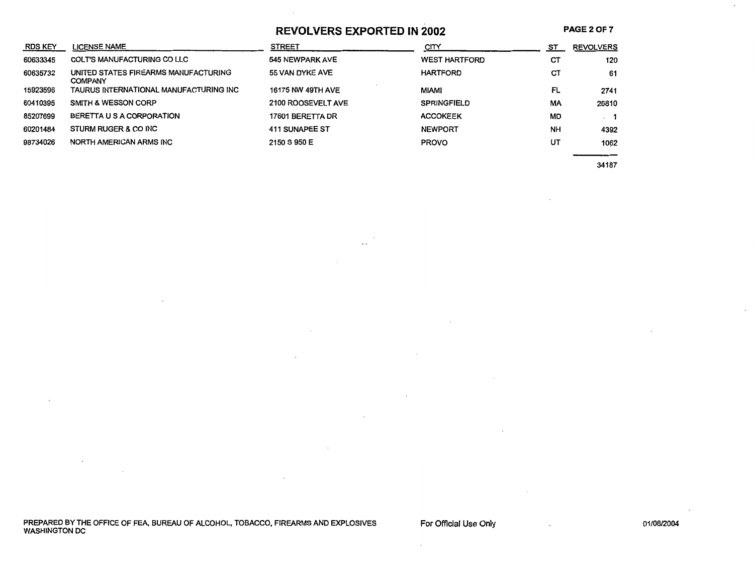# REVOLVERS EXPORTED IN 2002

| RDS KEY | LICENSE NAME | STREET | CITY | ST | REVOLVERS |
|---|---|---|---|---|---|
| 60633345 | COLT'S MANUFACTURING CO LLC | 545 NEWPARK AVE | WEST HARTFORD | CT | 120 |
| 60635732 | UNITED STATES FIREARMS MANUFACTURING COMPANY | 55 VAN DYKE AVE | HARTFORD | CT | 61 |
| 15923596 | TAURUS INTERNATIONAL MANUFACTURING INC | 16175 NW 49TH AVE | MIAMI | FL | 2741 |
| 60410395 | SMITH & WESSON CORP | 2100 ROOSEVELT AVE | SPRINGFIELD | MA | 25810 |
| 85207699 | BERETTA U S A CORPORATION | 17601 BERETTA DR | ACCOKEEK | MD | 1 |
| 60201484 | STURM RUGER & CO INC | 411 SUNAPEE ST | NEWPORT | NH | 4392 |
| 98734026 | NORTH AMERICAN ARMS INC | 2150 S 950 E | PROVO | UT | 1062 |
| | | | | | 34187 |

PREPARED BY THE OFFICE OF FEA, BUREAU OF ALCOHOL, TOBACCO, FIREARMS AND EXPLOSIVES WASHINGTON DC

For Official Use Only

01/08/2004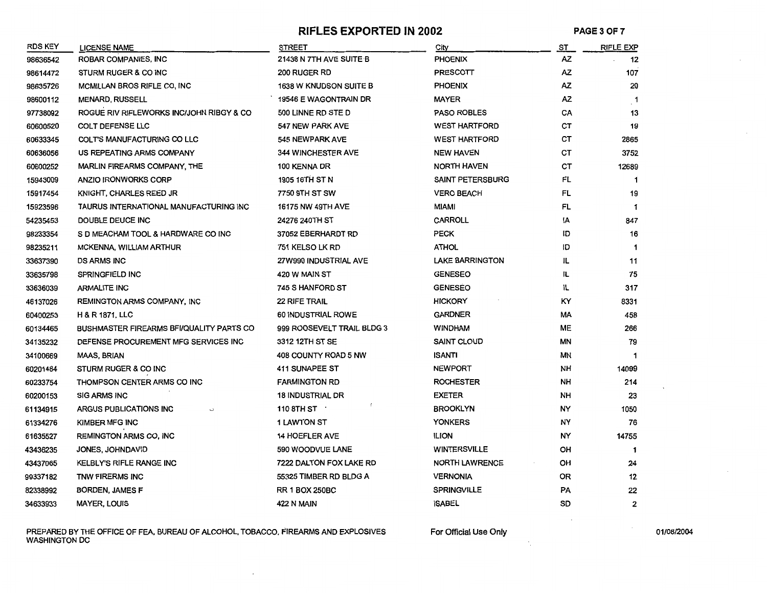# RIFLES EXPORTED IN 2002

| RDS KEY | LICENSE NAME | STREET | City | ST | RIFLE EXP |
|---|---|---|---|---|---|
| 98636542 | ROBAR COMPANIES, INC | 21438 N 7TH AVE SUITE B | PHOENIX | AZ | 12 |
| 98614472 | STURM RUGER & CO INC | 200 RUGER RD | PRESCOTT | AZ | 107 |
| 98635726 | MCMILLAN BROS RIFLE CO, INC | 1638 W KNUDSON SUITE B | PHOENIX | AZ | 20 |
| 98600112 | MENARD, RUSSELL | 19546 E WAGONTRAIN DR | MAYER | AZ | 1 |
| 97738092 | ROGUE RIV RIFLEWORKS INC/JOHN RIBGY & CO | 500 LINNE RD STE D | PASO ROBLES | CA | 13 |
| 60600520 | COLT DEFENSE LLC | 547 NEW PARK AVE | WEST HARTFORD | CT | 19 |
| 60633345 | COLT'S MANUFACTURING CO LLC | 545 NEWPARK AVE | WEST HARTFORD | CT | 2865 |
| 60636056 | US REPEATING ARMS COMPANY | 344 WINCHESTER AVE | NEW HAVEN | CT | 3752 |
| 60600252 | MARLIN FIREARMS COMPANY, THE | 100 KENNA DR | NORTH HAVEN | CT | 12689 |
| 15943009 | ANZIO IRONWORKS CORP | 1905 16TH ST N | SAINT PETERSBURG | FL | 1 |
| 15917454 | KNIGHT, CHARLES REED JR | 7750 9TH ST SW | VERO BEACH | FL | 19 |
| 15923596 | TAURUS INTERNATIONAL MANUFACTURING INC | 16175 NW 49TH AVE | MIAMI | FL | 1 |
| 54235453 | DOUBLE DEUCE INC | 24276 240TH ST | CARROLL | IA | 847 |
| 98233354 | S D MEACHAM TOOL & HARDWARE CO INC | 37052 EBERHARDT RD | PECK | ID | 16 |
| 98235211 | MCKENNA, WILLIAM ARTHUR | 751 KELSO LK RD | ATHOL | ID | 1 |
| 33637390 | DS ARMS INC | 27W990 INDUSTRIAL AVE | LAKE BARRINGTON | IL | 11 |
| 33635798 | SPRINGFIELD INC | 420 W MAIN ST | GENESEO | IL | 75 |
| 33636039 | ARMALITE INC | 745 S HANFORD ST | GENESEO | IL | 317 |
| 46137026 | REMINGTON ARMS COMPANY, INC | 22 RIFE TRAIL | HICKORY | KY | 8331 |
| 60400253 | H & R 1871, LLC | 60 INDUSTRIAL ROWE | GARDNER | MA | 458 |
| 60134465 | BUSHMASTER FIREARMS BFI/QUALITY PARTS CO | 999 ROOSEVELT TRAIL BLDG 3 | WINDHAM | ME | 266 |
| 34135232 | DEFENSE PROCUREMENT MFG SERVICES INC | 3312 12TH ST SE | SAINT CLOUD | MN | 79 |
| 34100669 | MAAS, BRIAN | 408 COUNTY ROAD 5 NW | ISANTI | MN | 1 |
| 60201484 | STURM RUGER & CO INC | 411 SUNAPEE ST | NEWPORT | NH | 14099 |
| 60233754 | THOMPSON CENTER ARMS CO INC | FARMINGTON RD | ROCHESTER | NH | 214 |
| 60200153 | SIG ARMS INC | 18 INDUSTRIAL DR | EXETER | NH | 23 |
| 61134915 | ARGUS PUBLICATIONS INC | 110 8TH ST | BROOKLYN | NY | 1050 |
| 61334276 | KIMBER MFG INC | 1 LAWTON ST | YONKERS | NY | 76 |
| 61635527 | REMINGTON ARMS CO, INC | 14 HOEFLER AVE | ILION | NY | 14755 |
| 43436235 | JONES, JOHNDAVID | 590 WOODVUE LANE | WINTERSVILLE | OH | 1 |
| 43437065 | KELBLY'S RIFLE RANGE INC | 7222 DALTON FOX LAKE RD | NORTH LAWRENCE | OH | 24 |
| 99337182 | TNW FIRERMS INC | 55325 TIMBER RD BLDG A | VERNONIA | OR | 12 |
| 82338992 | BORDEN, JAMES F | RR 1 BOX 250BC | SPRINGVILLE | PA | 22 |
| 34633933 | MAYER, LOUIS | 422 N MAIN | ISABEL | SD | 2 |

PREPARED BY THE OFFICE OF FEA, BUREAU OF ALCOHOL, TOBACCO, FIREARMS AND EXPLOSIVES WASHINGTON DC

For Official Use Only

01/08/2004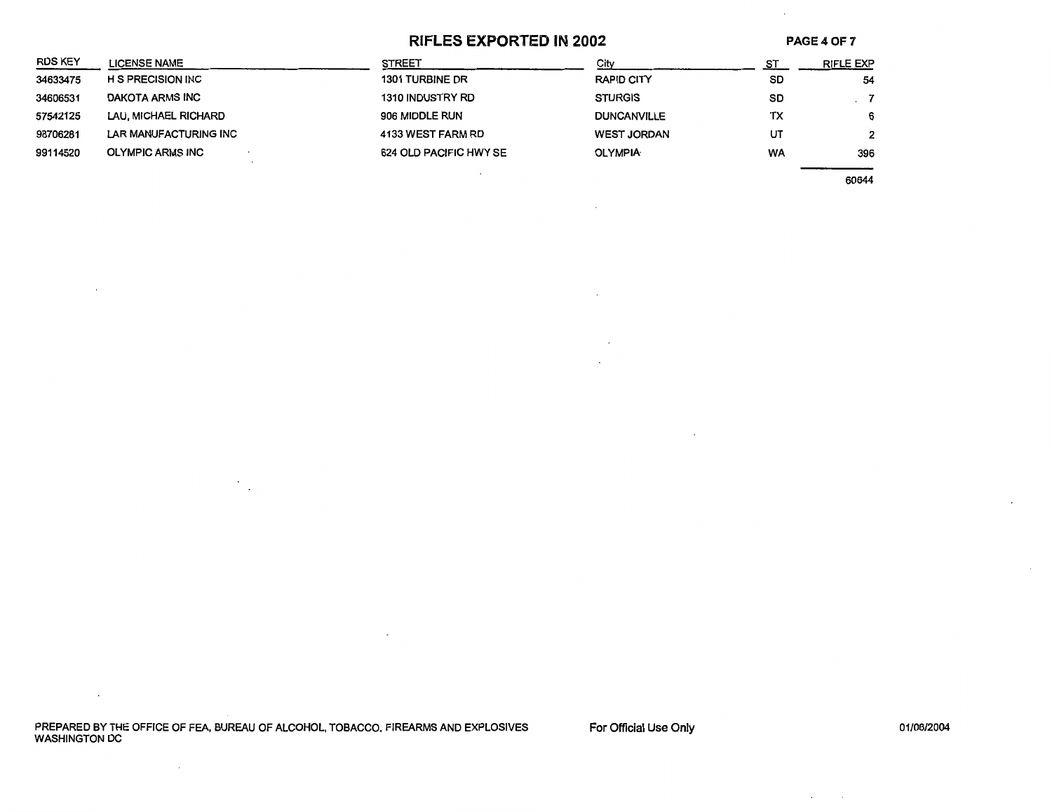# RIFLES EXPORTED IN 2002

| RDS KEY | LICENSE NAME | STREET | City | ST | RIFLE EXP |
|---|---|---|---|---|---|
| 34633475 | H S PRECISION INC | 1301 TURBINE DR | RAPID CITY | SD | 54 |
| 34606531 | DAKOTA ARMS INC | 1310 INDUSTRY RD | STURGIS | SD | 7 |
| 57542125 | LAU, MICHAEL RICHARD | 906 MIDDLE RUN | DUNCANVILLE | TX | 6 |
| 98706281 | LAR MANUFACTURING INC | 4133 WEST FARM RD | WEST JORDAN | UT | 2 |
| 99114520 | OLYMPIC ARMS INC | 624 OLD PACIFIC HWY SE | OLYMPIA | WA | 396 |
| | | | | | 60644 |

PREPARED BY THE OFFICE OF FEA, BUREAU OF ALCOHOL, TOBACCO, FIREARMS AND EXPLOSIVES WASHINGTON DC

For Official Use Only

01/06/2004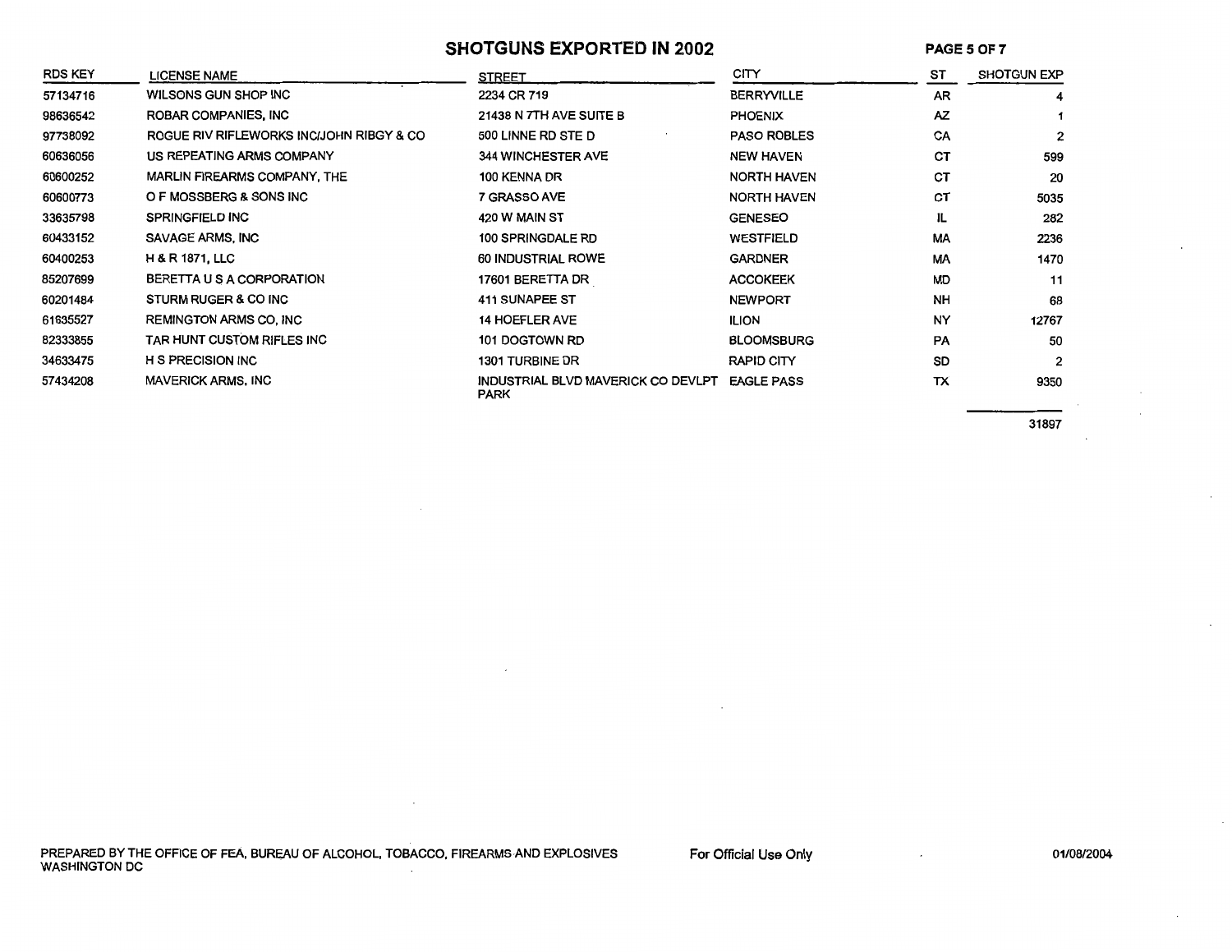# SHOTGUNS EXPORTED IN 2002

| RDS KEY | LICENSE NAME | STREET | CITY | ST | SHOTGUN EXP |
|---|---|---|---|---|---|
| 57134716 | WILSONS GUN SHOP INC | 2234 CR 719 | BERRYVILLE | AR | 4 |
| 98636542 | ROBAR COMPANIES, INC | 21438 N 7TH AVE SUITE B | PHOENIX | AZ | 1 |
| 97738092 | ROGUE RIV RIFLEWORKS INC/JOHN RIBGY & CO | 500 LINNE RD STE D | PASO ROBLES | CA | 2 |
| 60636056 | US REPEATING ARMS COMPANY | 344 WINCHESTER AVE | NEW HAVEN | CT | 599 |
| 60600252 | MARLIN FIREARMS COMPANY, THE | 100 KENNA DR | NORTH HAVEN | CT | 20 |
| 60600773 | O F MOSSBERG & SONS INC | 7 GRASSO AVE | NORTH HAVEN | CT | 5035 |
| 33635798 | SPRINGFIELD INC | 420 W MAIN ST | GENESEO | IL | 282 |
| 60433152 | SAVAGE ARMS, INC | 100 SPRINGDALE RD | WESTFIELD | MA | 2236 |
| 60400253 | H & R 1871, LLC | 60 INDUSTRIAL ROWE | GARDNER | MA | 1470 |
| 85207699 | BERETTA U S A CORPORATION | 17601 BERETTA DR | ACCOKEEK | MD | 11 |
| 60201484 | STURM RUGER & CO INC | 411 SUNAPEE ST | NEWPORT | NH | 68 |
| 61635527 | REMINGTON ARMS CO, INC | 14 HOEFLER AVE | ILION | NY | 12767 |
| 82333855 | TAR HUNT CUSTOM RIFLES INC | 101 DOGTOWN RD | BLOOMSBURG | PA | 50 |
| 34633475 | H S PRECISION INC | 1301 TURBINE DR | RAPID CITY | SD | 2 |
| 57434208 | MAVERICK ARMS, INC | INDUSTRIAL BLVD MAVERICK CO DEVLPT PARK | EAGLE PASS | TX | 9350 |
| | | | | | 31897 |

PREPARED BY THE OFFICE OF FEA, BUREAU OF ALCOHOL, TOBACCO, FIREARMS AND EXPLOSIVES WASHINGTON DC

For Official Use Only

01/08/2004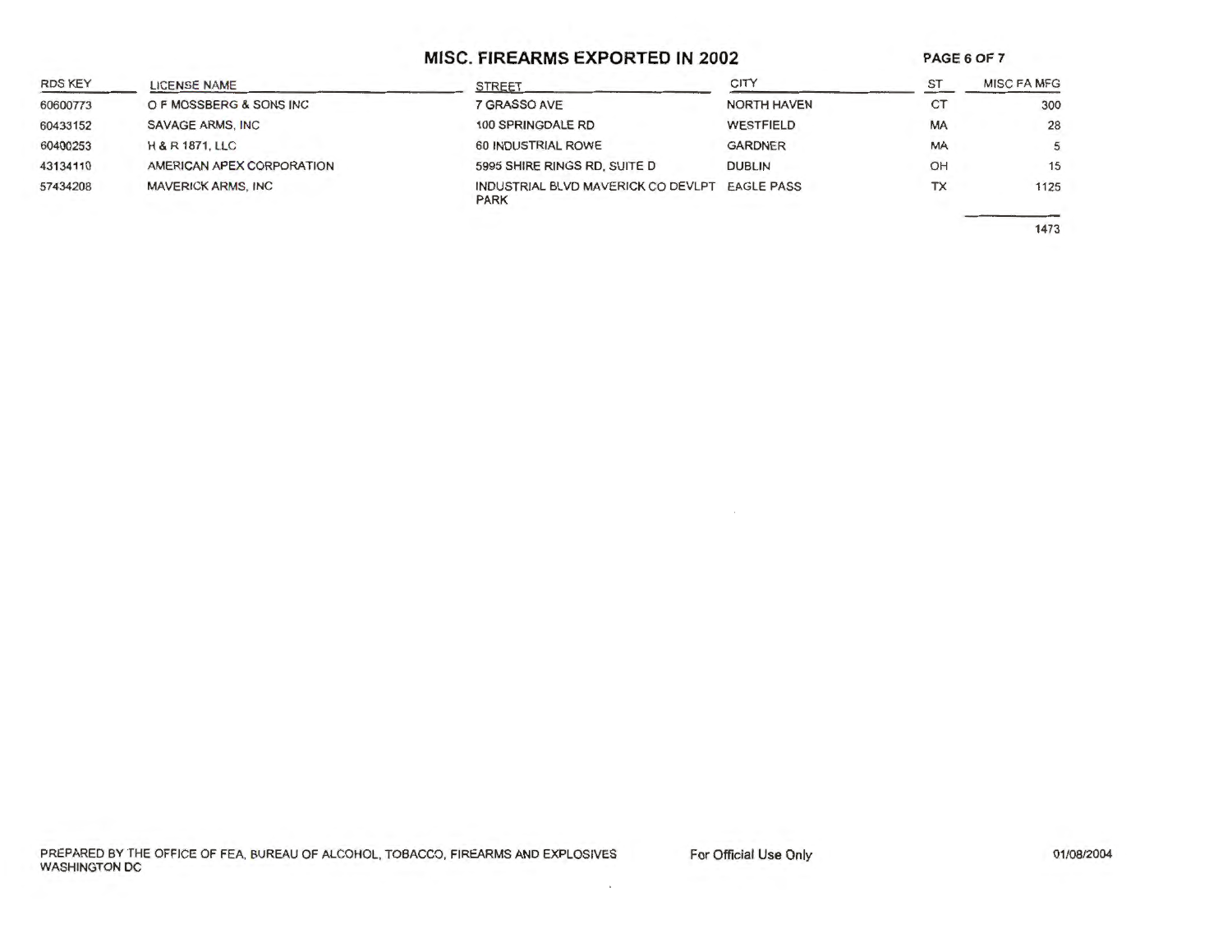# MISC. FIREARMS EXPORTED IN 2002

| RDS KEY | LICENSE NAME | STREET | CITY | ST | MISC FA MFG |
|---|---|---|---|---|---|
| 60600773 | O F MOSSBERG & SONS INC | 7 GRASSO AVE | NORTH HAVEN | CT | 300 |
| 60433152 | SAVAGE ARMS, INC | 100 SPRINGDALE RD | WESTFIELD | MA | 28 |
| 60400253 | H & R 1871, LLC | 60 INDUSTRIAL ROWE | GARDNER | MA | 5 |
| 43134110 | AMERICAN APEX CORPORATION | 5995 SHIRE RINGS RD, SUITE D | DUBLIN | OH | 15 |
| 57434208 | MAVERICK ARMS, INC | INDUSTRIAL BLVD MAVERICK CO DEVLPT PARK | EAGLE PASS | TX | 1125 |
| | | | | | 1473 |

PREPARED BY THE OFFICE OF FEA, BUREAU OF ALCOHOL, TOBACCO, FIREARMS AND EXPLOSIVES WASHINGTON DC

For Official Use Only

01/08/2004